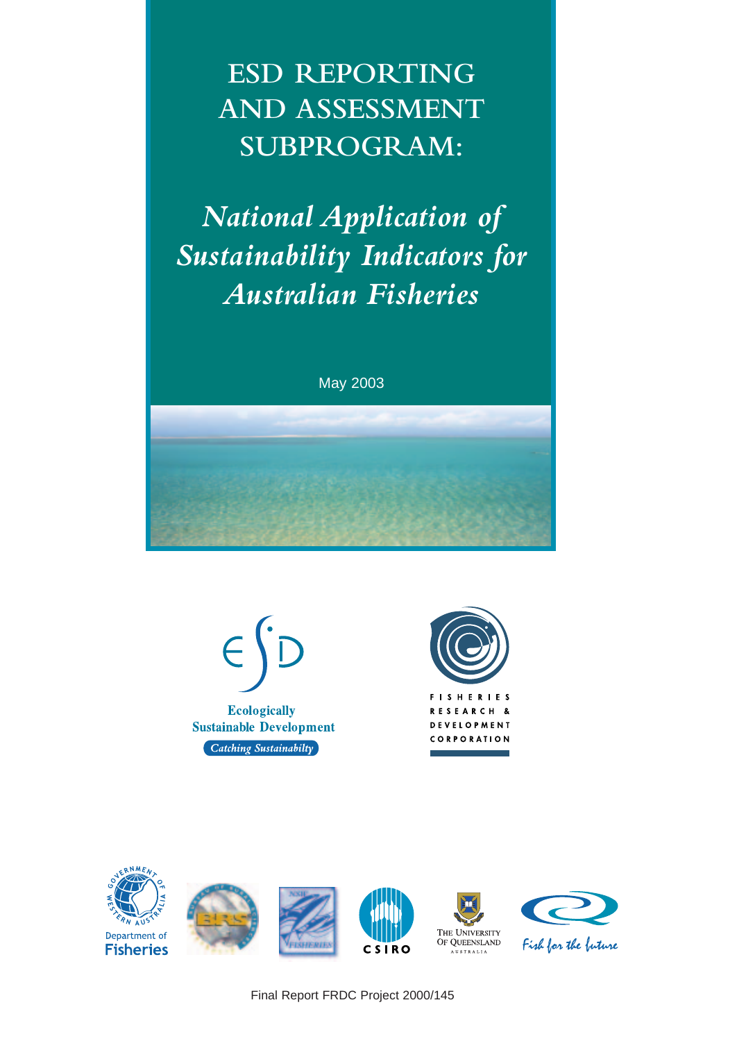# ESD REPORTING AND ASSESSMENT SUBPROGRAM:

## *National Application of Sustainability Indicators for Australian Fisheries*

May 2003

Ecologically Sustainable Development

*Catching Sustainabilty*

FISHERIES RESEARCH & DEVELOPMENT CORPORATION

Department of Fisheries

CSIRO

The University of Queensland Australia

Fish for the future

Final Report FRDC Project 2000/145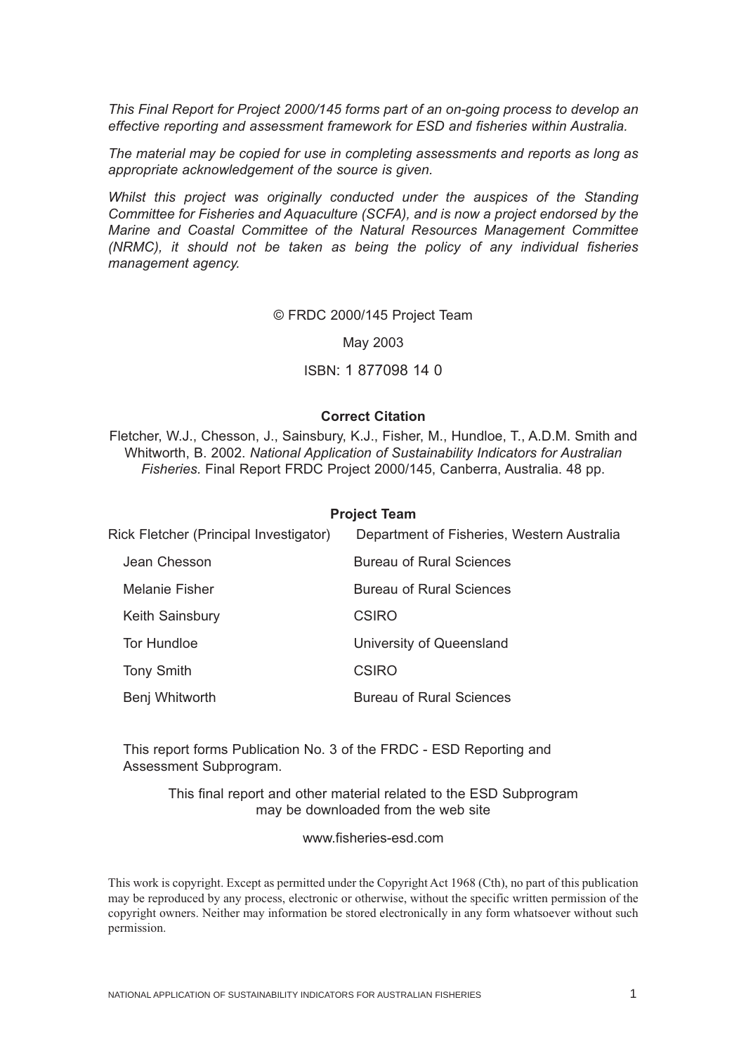*This Final Report for Project 2000/145 forms part of an on-going process to develop an effective reporting and assessment framework for ESD and fisheries within Australia.*

*The material may be copied for use in completing assessments and reports as long as appropriate acknowledgement of the source is given.*

*Whilst this project was originally conducted under the auspices of the Standing Committee for Fisheries and Aquaculture (SCFA), and is now a project endorsed by the Marine and Coastal Committee of the Natural Resources Management Committee (NRMC), it should not be taken as being the policy of any individual fisheries management agency.*

© FRDC 2000/145 Project Team

May 2003

ISBN: 1 877098 14 0

**Correct Citation**

Fletcher, W.J., Chesson, J., Sainsbury, K.J., Fisher, M., Hundloe, T., A.D.M. Smith and Whitworth, B. 2002. *National Application of Sustainability Indicators for Australian Fisheries*. Final Report FRDC Project 2000/145, Canberra, Australia. 48 pp.

**Project Team**

| | |
|---|---|
| Rick Fletcher (Principal Investigator) | Department of Fisheries, Western Australia |
| Jean Chesson | Bureau of Rural Sciences |
| Melanie Fisher | Bureau of Rural Sciences |
| Keith Sainsbury | CSIRO |
| Tor Hundloe | University of Queensland |
| Tony Smith | CSIRO |
| Benj Whitworth | Bureau of Rural Sciences |

This report forms Publication No. 3 of the FRDC - ESD Reporting and Assessment Subprogram.

This final report and other material related to the ESD Subprogram may be downloaded from the web site

www.fisheries-esd.com

This work is copyright. Except as permitted under the Copyright Act 1968 (Cth), no part of this publication may be reproduced by any process, electronic or otherwise, without the specific written permission of the copyright owners. Neither may information be stored electronically in any form whatsoever without such permission.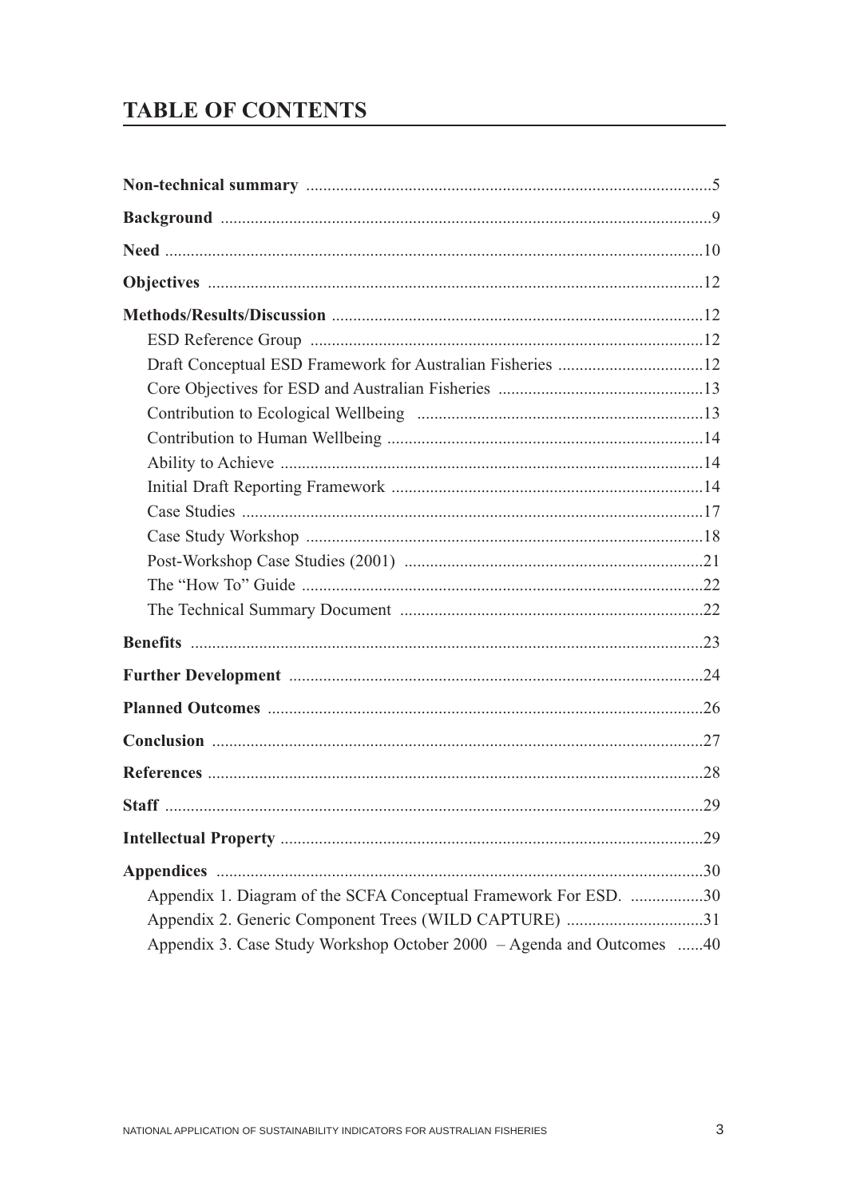## TABLE OF CONTENTS

**Non-technical summary** ..............................................................................................5

**Background** ..................................................................................................................9

**Need** .............................................................................................................................10

**Objectives** ...................................................................................................................12

**Methods/Results/Discussion** ......................................................................................12

- ESD Reference Group ..........................................................................................12
- Draft Conceptual ESD Framework for Australian Fisheries ..................................12
- Core Objectives for ESD and Australian Fisheries ..............................................13
- Contribution to Ecological Wellbeing ..................................................................13
- Contribution to Human Wellbeing ..........................................................................14
- Ability to Achieve ..................................................................................................14
- Initial Draft Reporting Framework .........................................................................14
- Case Studies ...........................................................................................................17
- Case Study Workshop ............................................................................................18
- Post-Workshop Case Studies (2001) .....................................................................21
- The "How To" Guide .............................................................................................22
- The Technical Summary Document ......................................................................22

**Benefits** .......................................................................................................................23

**Further Development** ................................................................................................24

**Planned Outcomes** .....................................................................................................26

**Conclusion** ..................................................................................................................27

**References** ...................................................................................................................28

**Staff** .............................................................................................................................29

**Intellectual Property** ..................................................................................................29

**Appendices** .................................................................................................................30

- Appendix 1. Diagram of the SCFA Conceptual Framework For ESD. .................30
- Appendix 2. Generic Component Trees (WILD CAPTURE) ................................31
- Appendix 3. Case Study Workshop October 2000 – Agenda and Outcomes ......40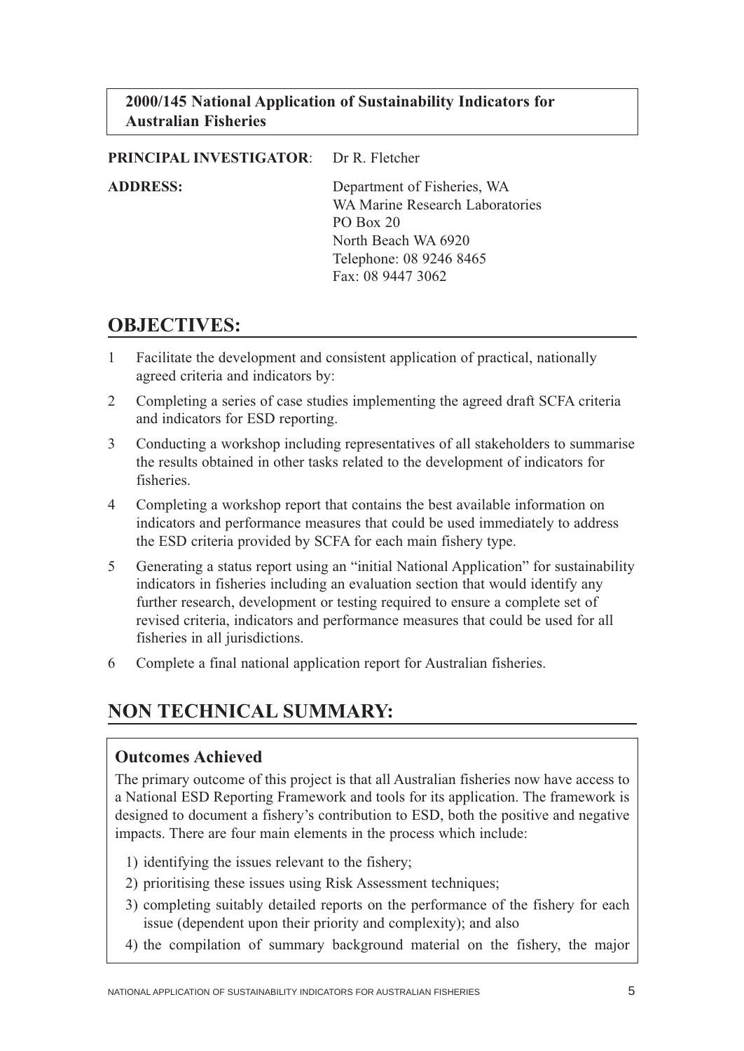**2000/145 National Application of Sustainability Indicators for Australian Fisheries**

**PRINCIPAL INVESTIGATOR**: Dr R. Fletcher

**ADDRESS:** Department of Fisheries, WA
WA Marine Research Laboratories
PO Box 20
North Beach WA 6920
Telephone: 08 9246 8465
Fax: 08 9447 3062

## OBJECTIVES:

1 Facilitate the development and consistent application of practical, nationally agreed criteria and indicators by:

2 Completing a series of case studies implementing the agreed draft SCFA criteria and indicators for ESD reporting.

3 Conducting a workshop including representatives of all stakeholders to summarise the results obtained in other tasks related to the development of indicators for fisheries.

4 Completing a workshop report that contains the best available information on indicators and performance measures that could be used immediately to address the ESD criteria provided by SCFA for each main fishery type.

5 Generating a status report using an "initial National Application" for sustainability indicators in fisheries including an evaluation section that would identify any further research, development or testing required to ensure a complete set of revised criteria, indicators and performance measures that could be used for all fisheries in all jurisdictions.

6 Complete a final national application report for Australian fisheries.

## NON TECHNICAL SUMMARY:

### Outcomes Achieved

The primary outcome of this project is that all Australian fisheries now have access to a National ESD Reporting Framework and tools for its application. The framework is designed to document a fishery's contribution to ESD, both the positive and negative impacts. There are four main elements in the process which include:

1) identifying the issues relevant to the fishery;
2) prioritising these issues using Risk Assessment techniques;
3) completing suitably detailed reports on the performance of the fishery for each issue (dependent upon their priority and complexity); and also
4) the compilation of summary background material on the fishery, the major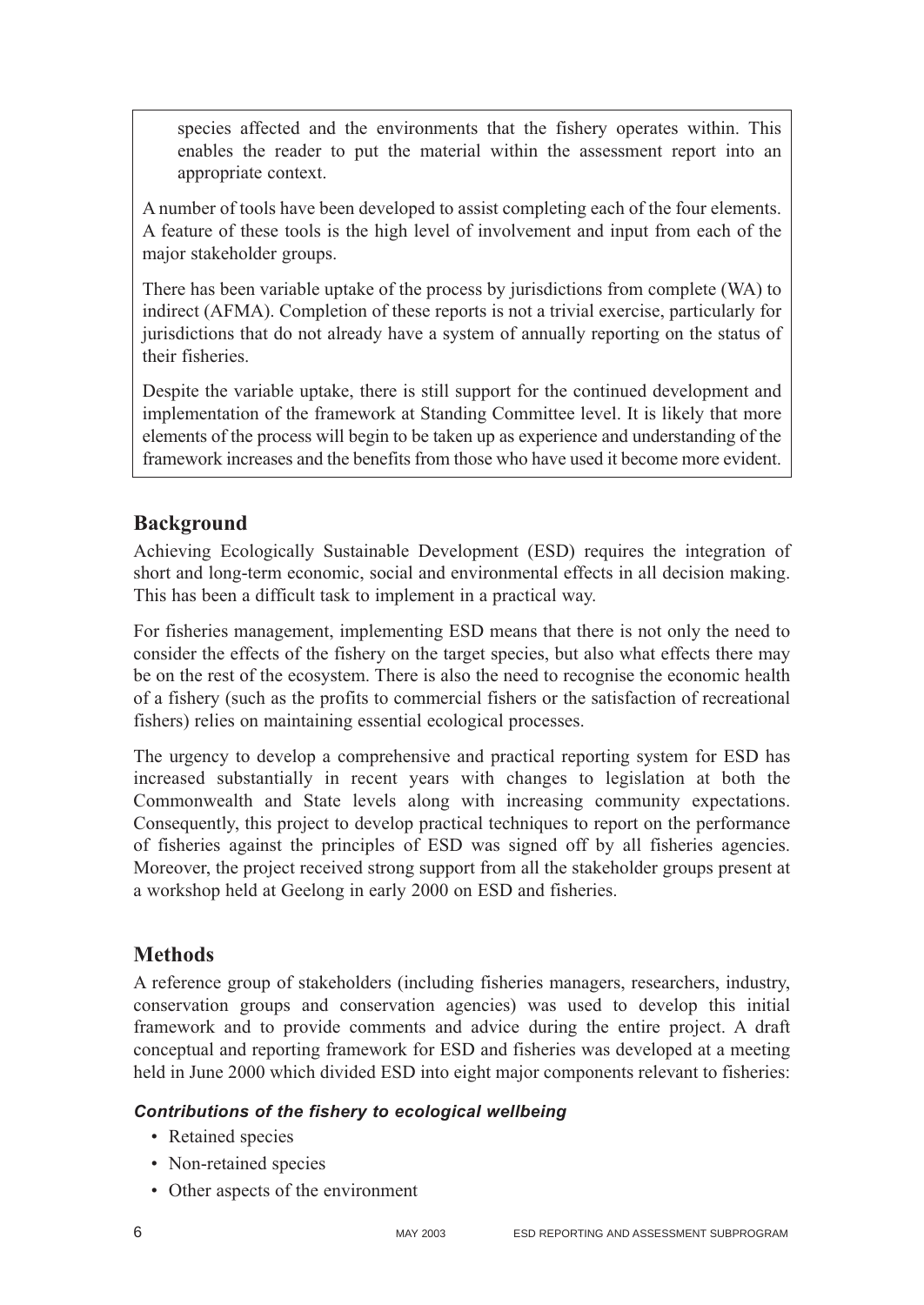species affected and the environments that the fishery operates within. This enables the reader to put the material within the assessment report into an appropriate context.

A number of tools have been developed to assist completing each of the four elements. A feature of these tools is the high level of involvement and input from each of the major stakeholder groups.

There has been variable uptake of the process by jurisdictions from complete (WA) to indirect (AFMA). Completion of these reports is not a trivial exercise, particularly for jurisdictions that do not already have a system of annually reporting on the status of their fisheries.

Despite the variable uptake, there is still support for the continued development and implementation of the framework at Standing Committee level. It is likely that more elements of the process will begin to be taken up as experience and understanding of the framework increases and the benefits from those who have used it become more evident.

## Background

Achieving Ecologically Sustainable Development (ESD) requires the integration of short and long-term economic, social and environmental effects in all decision making. This has been a difficult task to implement in a practical way.

For fisheries management, implementing ESD means that there is not only the need to consider the effects of the fishery on the target species, but also what effects there may be on the rest of the ecosystem. There is also the need to recognise the economic health of a fishery (such as the profits to commercial fishers or the satisfaction of recreational fishers) relies on maintaining essential ecological processes.

The urgency to develop a comprehensive and practical reporting system for ESD has increased substantially in recent years with changes to legislation at both the Commonwealth and State levels along with increasing community expectations. Consequently, this project to develop practical techniques to report on the performance of fisheries against the principles of ESD was signed off by all fisheries agencies. Moreover, the project received strong support from all the stakeholder groups present at a workshop held at Geelong in early 2000 on ESD and fisheries.

## Methods

A reference group of stakeholders (including fisheries managers, researchers, industry, conservation groups and conservation agencies) was used to develop this initial framework and to provide comments and advice during the entire project. A draft conceptual and reporting framework for ESD and fisheries was developed at a meeting held in June 2000 which divided ESD into eight major components relevant to fisheries:

#### *Contributions of the fishery to ecological wellbeing*

- Retained species
- Non-retained species
- Other aspects of the environment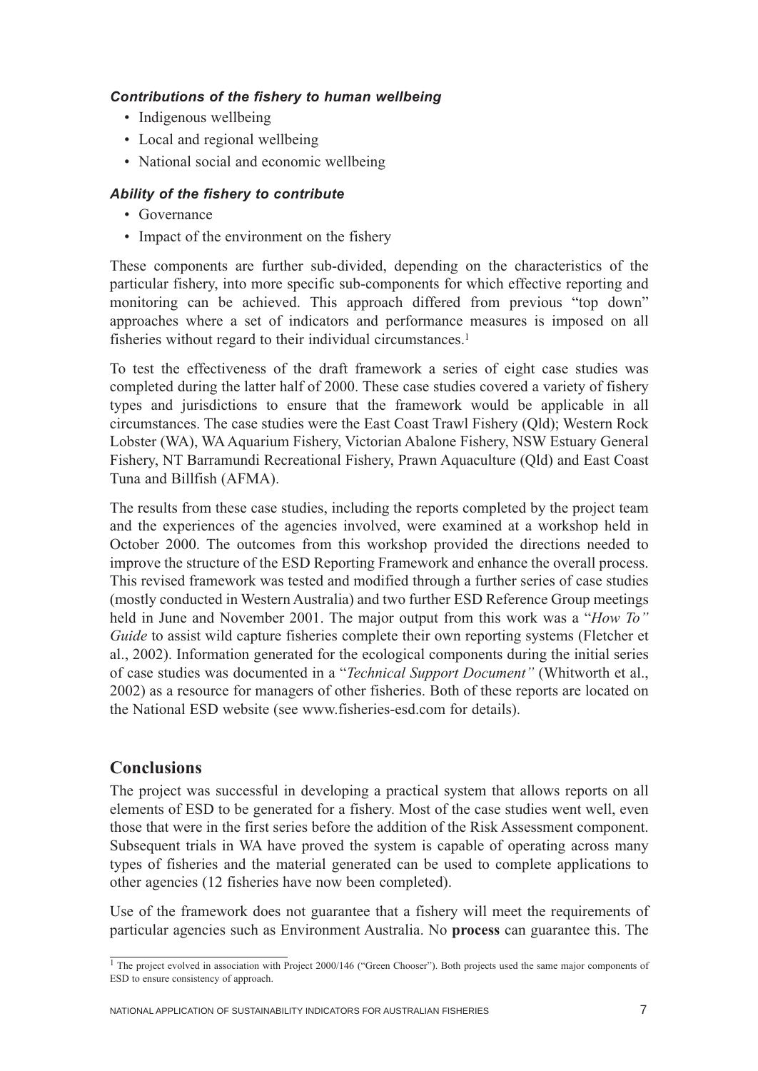***Contributions of the fishery to human wellbeing***

- Indigenous wellbeing
- Local and regional wellbeing
- National social and economic wellbeing

***Ability of the fishery to contribute***

- Governance
- Impact of the environment on the fishery

These components are further sub-divided, depending on the characteristics of the particular fishery, into more specific sub-components for which effective reporting and monitoring can be achieved. This approach differed from previous "top down" approaches where a set of indicators and performance measures is imposed on all fisheries without regard to their individual circumstances.[1]

To test the effectiveness of the draft framework a series of eight case studies was completed during the latter half of 2000. These case studies covered a variety of fishery types and jurisdictions to ensure that the framework would be applicable in all circumstances. The case studies were the East Coast Trawl Fishery (Qld); Western Rock Lobster (WA), WA Aquarium Fishery, Victorian Abalone Fishery, NSW Estuary General Fishery, NT Barramundi Recreational Fishery, Prawn Aquaculture (Qld) and East Coast Tuna and Billfish (AFMA).

The results from these case studies, including the reports completed by the project team and the experiences of the agencies involved, were examined at a workshop held in October 2000. The outcomes from this workshop provided the directions needed to improve the structure of the ESD Reporting Framework and enhance the overall process. This revised framework was tested and modified through a further series of case studies (mostly conducted in Western Australia) and two further ESD Reference Group meetings held in June and November 2001. The major output from this work was a "*How To" Guide* to assist wild capture fisheries complete their own reporting systems (Fletcher et al., 2002). Information generated for the ecological components during the initial series of case studies was documented in a "*Technical Support Document"* (Whitworth et al., 2002) as a resource for managers of other fisheries. Both of these reports are located on the National ESD website (see www.fisheries-esd.com for details).

## Conclusions

The project was successful in developing a practical system that allows reports on all elements of ESD to be generated for a fishery. Most of the case studies went well, even those that were in the first series before the addition of the Risk Assessment component. Subsequent trials in WA have proved the system is capable of operating across many types of fisheries and the material generated can be used to complete applications to other agencies (12 fisheries have now been completed).

Use of the framework does not guarantee that a fishery will meet the requirements of particular agencies such as Environment Australia. No **process** can guarantee this. The

[1] The project evolved in association with Project 2000/146 ("Green Chooser"). Both projects used the same major components of ESD to ensure consistency of approach.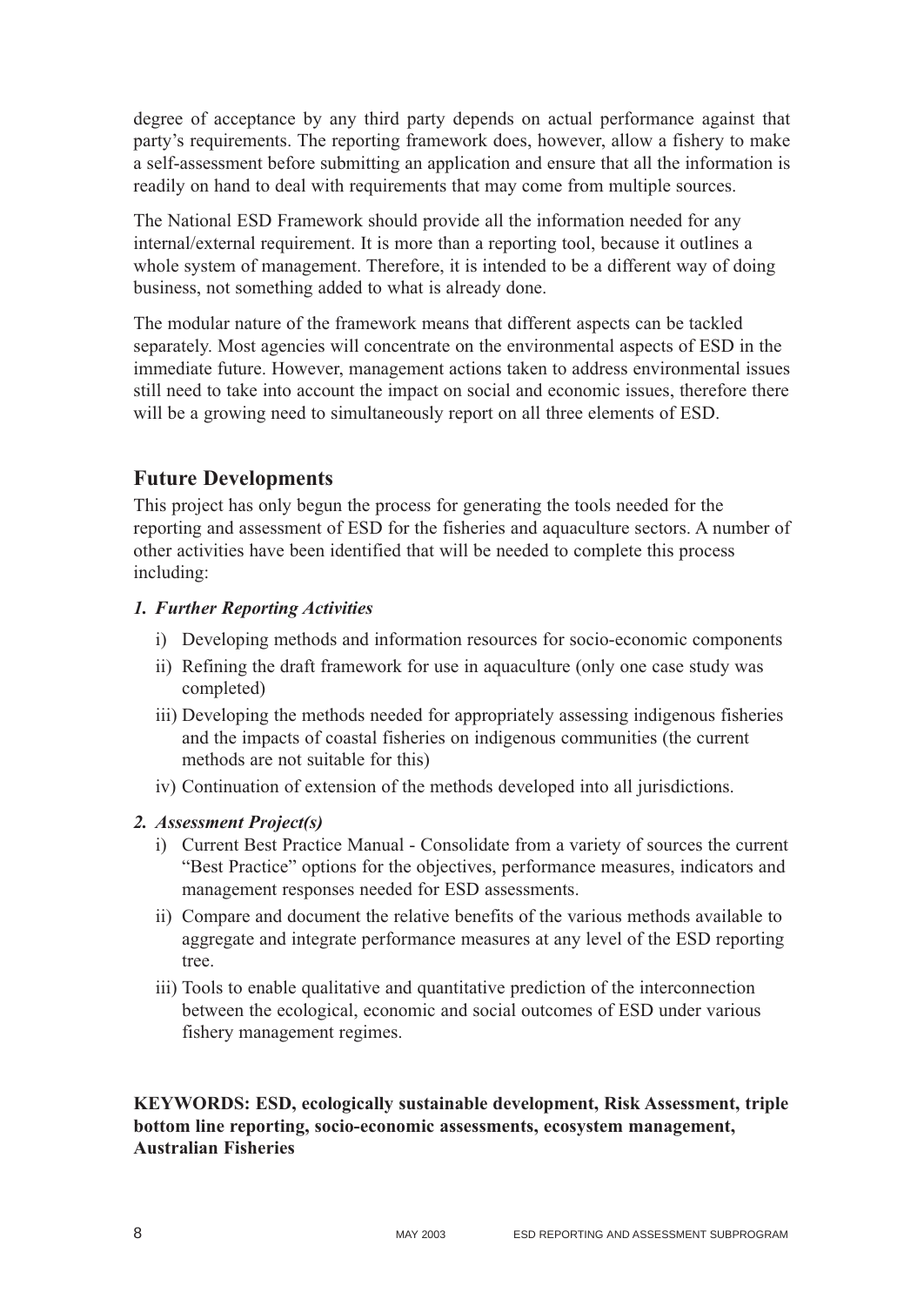degree of acceptance by any third party depends on actual performance against that party's requirements. The reporting framework does, however, allow a fishery to make a self-assessment before submitting an application and ensure that all the information is readily on hand to deal with requirements that may come from multiple sources.

The National ESD Framework should provide all the information needed for any internal/external requirement. It is more than a reporting tool, because it outlines a whole system of management. Therefore, it is intended to be a different way of doing business, not something added to what is already done.

The modular nature of the framework means that different aspects can be tackled separately. Most agencies will concentrate on the environmental aspects of ESD in the immediate future. However, management actions taken to address environmental issues still need to take into account the impact on social and economic issues, therefore there will be a growing need to simultaneously report on all three elements of ESD.

## Future Developments

This project has only begun the process for generating the tools needed for the reporting and assessment of ESD for the fisheries and aquaculture sectors. A number of other activities have been identified that will be needed to complete this process including:

### *1. Further Reporting Activities*

- i) Developing methods and information resources for socio-economic components
- ii) Refining the draft framework for use in aquaculture (only one case study was completed)
- iii) Developing the methods needed for appropriately assessing indigenous fisheries and the impacts of coastal fisheries on indigenous communities (the current methods are not suitable for this)
- iv) Continuation of extension of the methods developed into all jurisdictions.

### *2. Assessment Project(s)*

- i) Current Best Practice Manual - Consolidate from a variety of sources the current "Best Practice" options for the objectives, performance measures, indicators and management responses needed for ESD assessments.
- ii) Compare and document the relative benefits of the various methods available to aggregate and integrate performance measures at any level of the ESD reporting tree.
- iii) Tools to enable qualitative and quantitative prediction of the interconnection between the ecological, economic and social outcomes of ESD under various fishery management regimes.

**KEYWORDS: ESD, ecologically sustainable development, Risk Assessment, triple bottom line reporting, socio-economic assessments, ecosystem management, Australian Fisheries**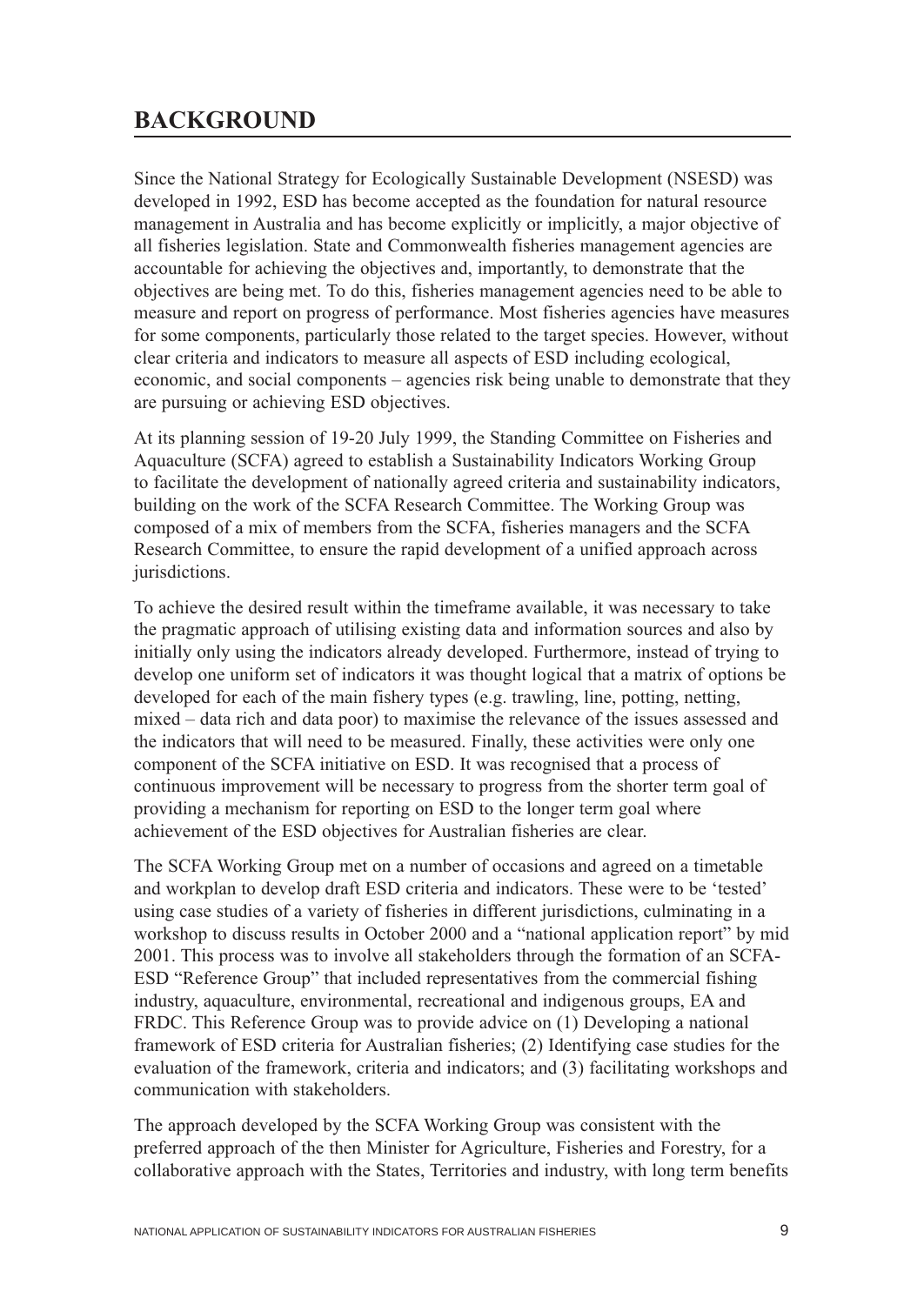# BACKGROUND

Since the National Strategy for Ecologically Sustainable Development (NSESD) was developed in 1992, ESD has become accepted as the foundation for natural resource management in Australia and has become explicitly or implicitly, a major objective of all fisheries legislation. State and Commonwealth fisheries management agencies are accountable for achieving the objectives and, importantly, to demonstrate that the objectives are being met. To do this, fisheries management agencies need to be able to measure and report on progress of performance. Most fisheries agencies have measures for some components, particularly those related to the target species. However, without clear criteria and indicators to measure all aspects of ESD including ecological, economic, and social components – agencies risk being unable to demonstrate that they are pursuing or achieving ESD objectives.

At its planning session of 19-20 July 1999, the Standing Committee on Fisheries and Aquaculture (SCFA) agreed to establish a Sustainability Indicators Working Group to facilitate the development of nationally agreed criteria and sustainability indicators, building on the work of the SCFA Research Committee. The Working Group was composed of a mix of members from the SCFA, fisheries managers and the SCFA Research Committee, to ensure the rapid development of a unified approach across jurisdictions.

To achieve the desired result within the timeframe available, it was necessary to take the pragmatic approach of utilising existing data and information sources and also by initially only using the indicators already developed. Furthermore, instead of trying to develop one uniform set of indicators it was thought logical that a matrix of options be developed for each of the main fishery types (e.g. trawling, line, potting, netting, mixed – data rich and data poor) to maximise the relevance of the issues assessed and the indicators that will need to be measured. Finally, these activities were only one component of the SCFA initiative on ESD. It was recognised that a process of continuous improvement will be necessary to progress from the shorter term goal of providing a mechanism for reporting on ESD to the longer term goal where achievement of the ESD objectives for Australian fisheries are clear.

The SCFA Working Group met on a number of occasions and agreed on a timetable and workplan to develop draft ESD criteria and indicators. These were to be 'tested' using case studies of a variety of fisheries in different jurisdictions, culminating in a workshop to discuss results in October 2000 and a "national application report" by mid 2001. This process was to involve all stakeholders through the formation of an SCFA-ESD "Reference Group" that included representatives from the commercial fishing industry, aquaculture, environmental, recreational and indigenous groups, EA and FRDC. This Reference Group was to provide advice on (1) Developing a national framework of ESD criteria for Australian fisheries; (2) Identifying case studies for the evaluation of the framework, criteria and indicators; and (3) facilitating workshops and communication with stakeholders.

The approach developed by the SCFA Working Group was consistent with the preferred approach of the then Minister for Agriculture, Fisheries and Forestry, for a collaborative approach with the States, Territories and industry, with long term benefits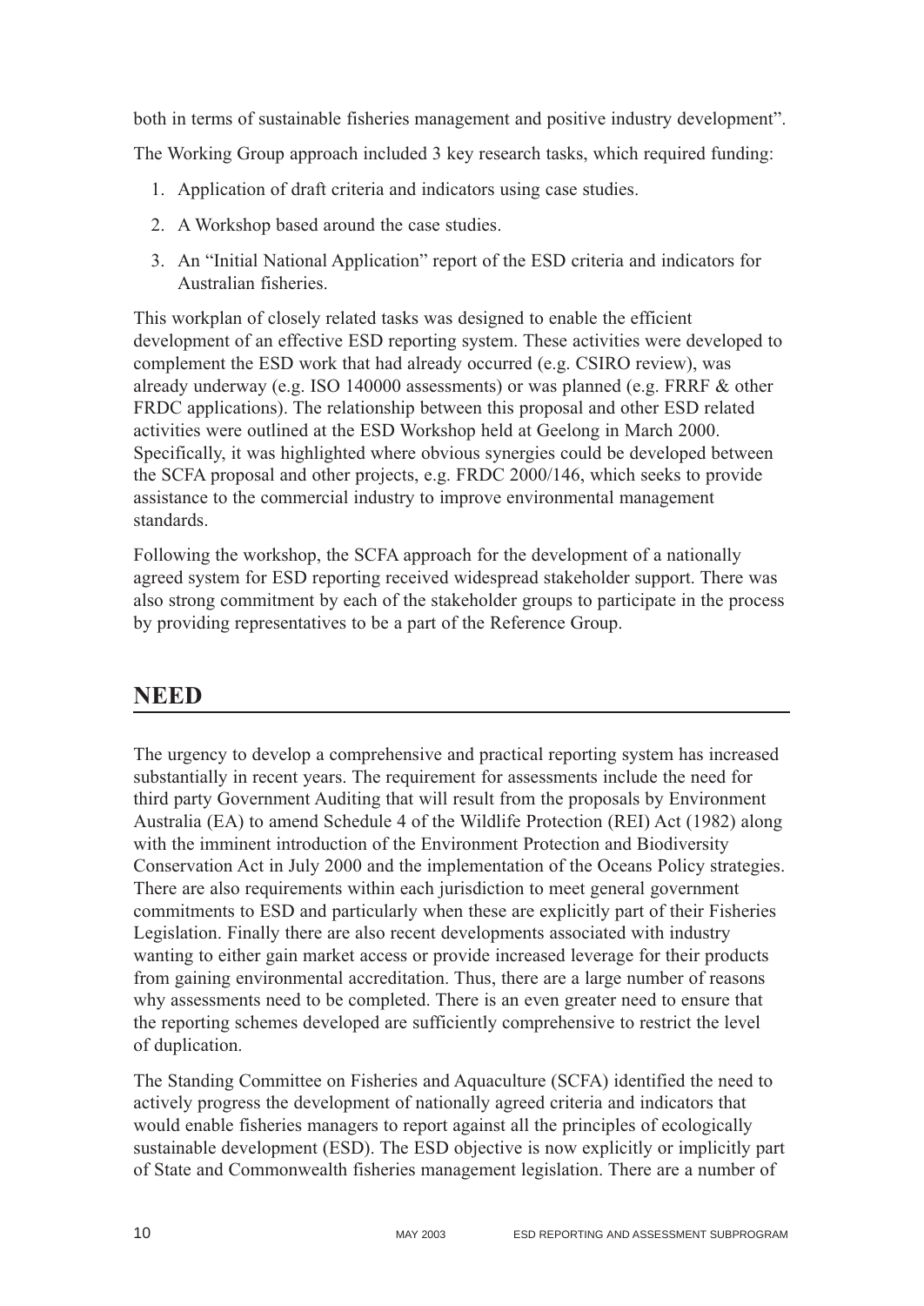both in terms of sustainable fisheries management and positive industry development".

The Working Group approach included 3 key research tasks, which required funding:

1. Application of draft criteria and indicators using case studies.
2. A Workshop based around the case studies.
3. An "Initial National Application" report of the ESD criteria and indicators for Australian fisheries.

This workplan of closely related tasks was designed to enable the efficient development of an effective ESD reporting system. These activities were developed to complement the ESD work that had already occurred (e.g. CSIRO review), was already underway (e.g. ISO 140000 assessments) or was planned (e.g. FRRF & other FRDC applications). The relationship between this proposal and other ESD related activities were outlined at the ESD Workshop held at Geelong in March 2000. Specifically, it was highlighted where obvious synergies could be developed between the SCFA proposal and other projects, e.g. FRDC 2000/146, which seeks to provide assistance to the commercial industry to improve environmental management standards.

Following the workshop, the SCFA approach for the development of a nationally agreed system for ESD reporting received widespread stakeholder support. There was also strong commitment by each of the stakeholder groups to participate in the process by providing representatives to be a part of the Reference Group.

## NEED

The urgency to develop a comprehensive and practical reporting system has increased substantially in recent years. The requirement for assessments include the need for third party Government Auditing that will result from the proposals by Environment Australia (EA) to amend Schedule 4 of the Wildlife Protection (REI) Act (1982) along with the imminent introduction of the Environment Protection and Biodiversity Conservation Act in July 2000 and the implementation of the Oceans Policy strategies. There are also requirements within each jurisdiction to meet general government commitments to ESD and particularly when these are explicitly part of their Fisheries Legislation. Finally there are also recent developments associated with industry wanting to either gain market access or provide increased leverage for their products from gaining environmental accreditation. Thus, there are a large number of reasons why assessments need to be completed. There is an even greater need to ensure that the reporting schemes developed are sufficiently comprehensive to restrict the level of duplication.

The Standing Committee on Fisheries and Aquaculture (SCFA) identified the need to actively progress the development of nationally agreed criteria and indicators that would enable fisheries managers to report against all the principles of ecologically sustainable development (ESD). The ESD objective is now explicitly or implicitly part of State and Commonwealth fisheries management legislation. There are a number of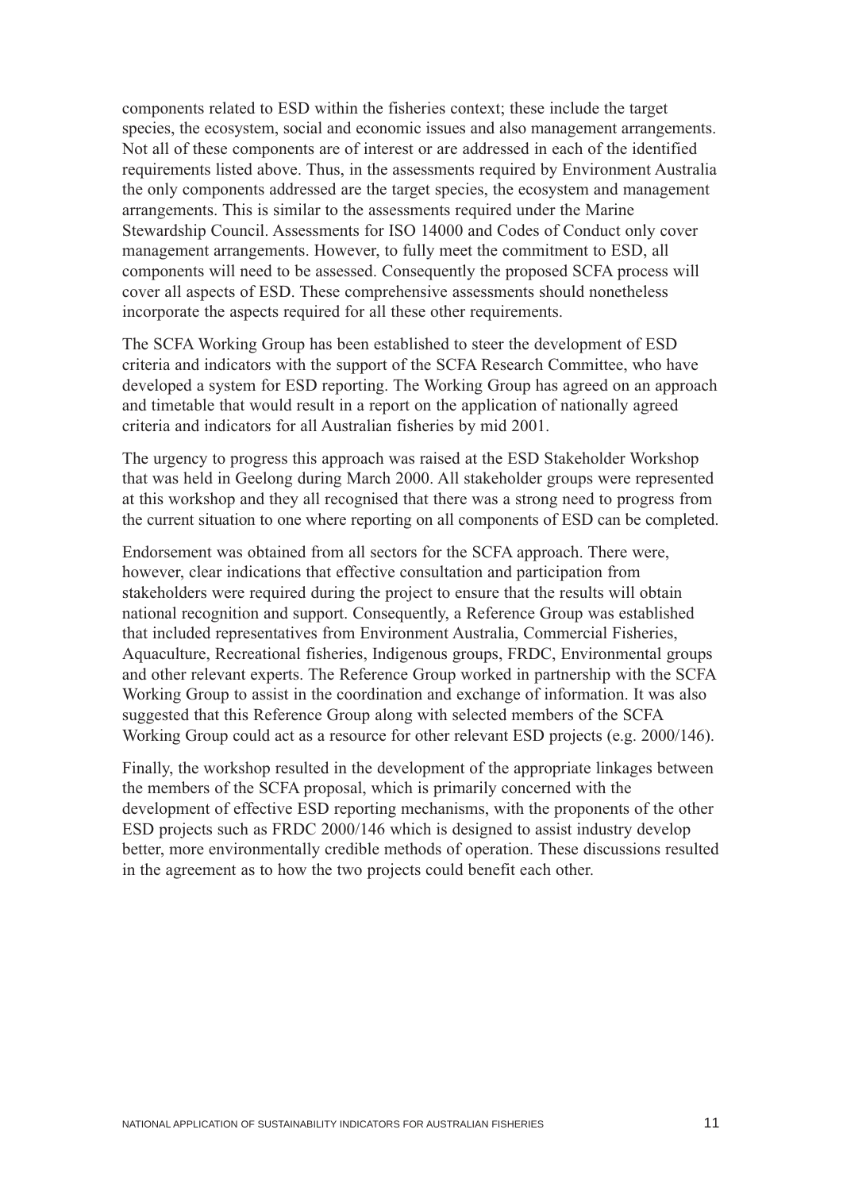components related to ESD within the fisheries context; these include the target species, the ecosystem, social and economic issues and also management arrangements. Not all of these components are of interest or are addressed in each of the identified requirements listed above. Thus, in the assessments required by Environment Australia the only components addressed are the target species, the ecosystem and management arrangements. This is similar to the assessments required under the Marine Stewardship Council. Assessments for ISO 14000 and Codes of Conduct only cover management arrangements. However, to fully meet the commitment to ESD, all components will need to be assessed. Consequently the proposed SCFA process will cover all aspects of ESD. These comprehensive assessments should nonetheless incorporate the aspects required for all these other requirements.

The SCFA Working Group has been established to steer the development of ESD criteria and indicators with the support of the SCFA Research Committee, who have developed a system for ESD reporting. The Working Group has agreed on an approach and timetable that would result in a report on the application of nationally agreed criteria and indicators for all Australian fisheries by mid 2001.

The urgency to progress this approach was raised at the ESD Stakeholder Workshop that was held in Geelong during March 2000. All stakeholder groups were represented at this workshop and they all recognised that there was a strong need to progress from the current situation to one where reporting on all components of ESD can be completed.

Endorsement was obtained from all sectors for the SCFA approach. There were, however, clear indications that effective consultation and participation from stakeholders were required during the project to ensure that the results will obtain national recognition and support. Consequently, a Reference Group was established that included representatives from Environment Australia, Commercial Fisheries, Aquaculture, Recreational fisheries, Indigenous groups, FRDC, Environmental groups and other relevant experts. The Reference Group worked in partnership with the SCFA Working Group to assist in the coordination and exchange of information. It was also suggested that this Reference Group along with selected members of the SCFA Working Group could act as a resource for other relevant ESD projects (e.g. 2000/146).

Finally, the workshop resulted in the development of the appropriate linkages between the members of the SCFA proposal, which is primarily concerned with the development of effective ESD reporting mechanisms, with the proponents of the other ESD projects such as FRDC 2000/146 which is designed to assist industry develop better, more environmentally credible methods of operation. These discussions resulted in the agreement as to how the two projects could benefit each other.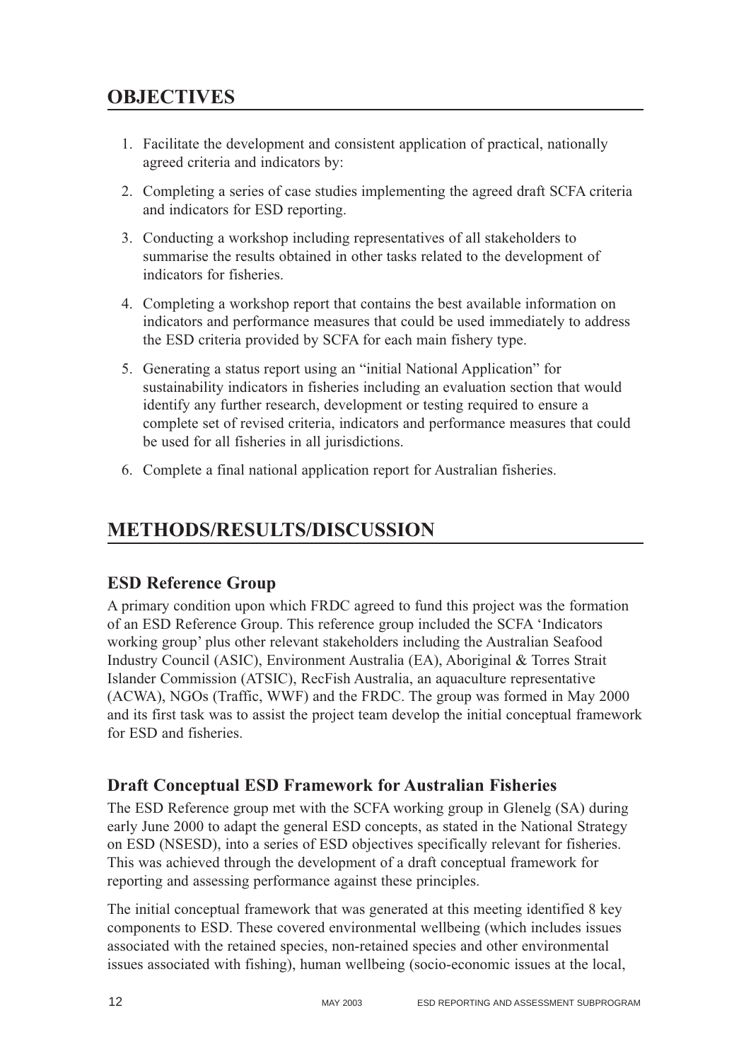## OBJECTIVES

1. Facilitate the development and consistent application of practical, nationally agreed criteria and indicators by:
2. Completing a series of case studies implementing the agreed draft SCFA criteria and indicators for ESD reporting.
3. Conducting a workshop including representatives of all stakeholders to summarise the results obtained in other tasks related to the development of indicators for fisheries.
4. Completing a workshop report that contains the best available information on indicators and performance measures that could be used immediately to address the ESD criteria provided by SCFA for each main fishery type.
5. Generating a status report using an "initial National Application" for sustainability indicators in fisheries including an evaluation section that would identify any further research, development or testing required to ensure a complete set of revised criteria, indicators and performance measures that could be used for all fisheries in all jurisdictions.
6. Complete a final national application report for Australian fisheries.

## METHODS/RESULTS/DISCUSSION

### ESD Reference Group

A primary condition upon which FRDC agreed to fund this project was the formation of an ESD Reference Group. This reference group included the SCFA 'Indicators working group' plus other relevant stakeholders including the Australian Seafood Industry Council (ASIC), Environment Australia (EA), Aboriginal & Torres Strait Islander Commission (ATSIC), RecFish Australia, an aquaculture representative (ACWA), NGOs (Traffic, WWF) and the FRDC. The group was formed in May 2000 and its first task was to assist the project team develop the initial conceptual framework for ESD and fisheries.

### Draft Conceptual ESD Framework for Australian Fisheries

The ESD Reference group met with the SCFA working group in Glenelg (SA) during early June 2000 to adapt the general ESD concepts, as stated in the National Strategy on ESD (NSESD), into a series of ESD objectives specifically relevant for fisheries. This was achieved through the development of a draft conceptual framework for reporting and assessing performance against these principles.

The initial conceptual framework that was generated at this meeting identified 8 key components to ESD. These covered environmental wellbeing (which includes issues associated with the retained species, non-retained species and other environmental issues associated with fishing), human wellbeing (socio-economic issues at the local,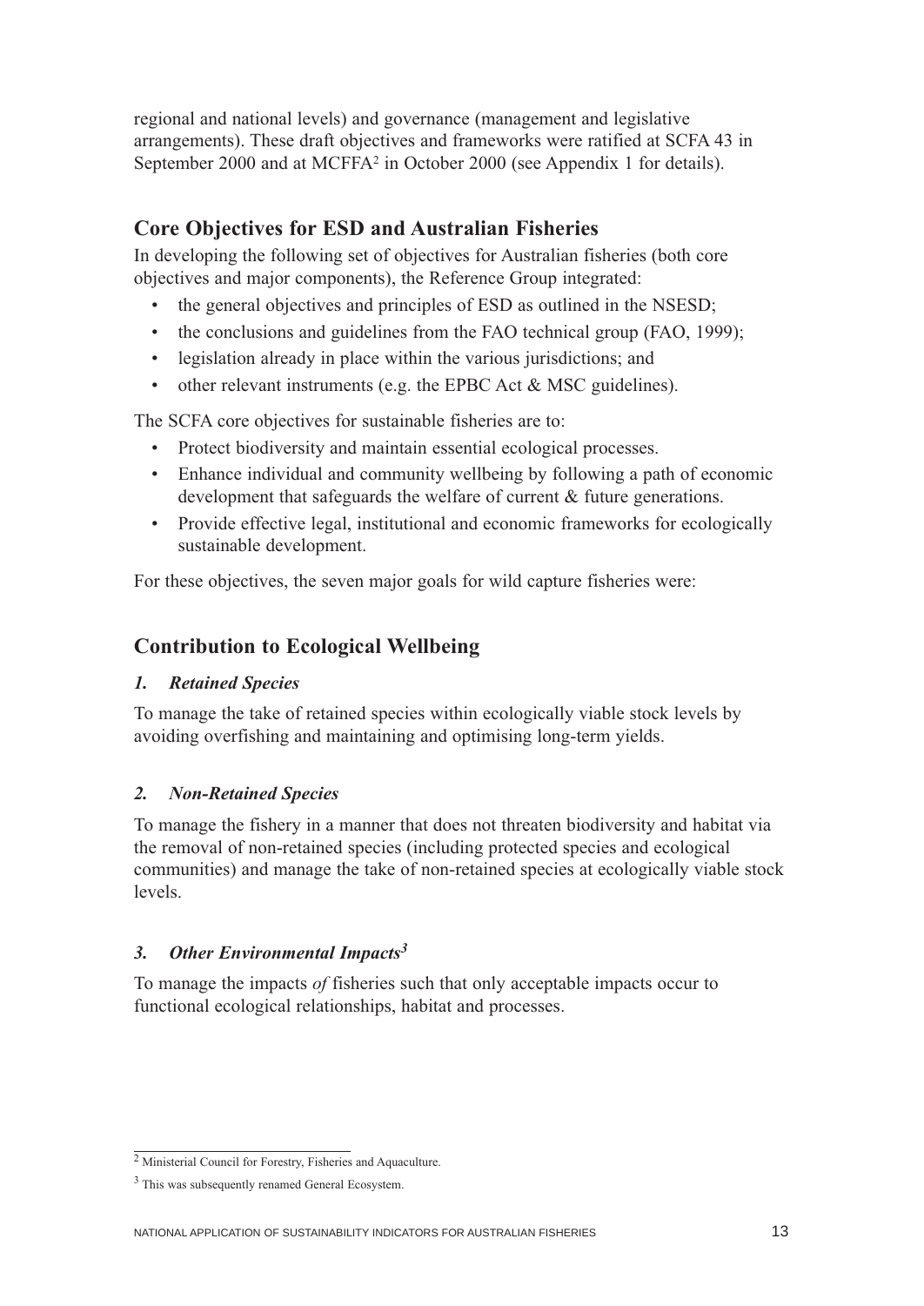regional and national levels) and governance (management and legislative arrangements). These draft objectives and frameworks were ratified at SCFA 43 in September 2000 and at MCFFA[2] in October 2000 (see Appendix 1 for details).

## Core Objectives for ESD and Australian Fisheries

In developing the following set of objectives for Australian fisheries (both core objectives and major components), the Reference Group integrated:

- the general objectives and principles of ESD as outlined in the NSESD;
- the conclusions and guidelines from the FAO technical group (FAO, 1999);
- legislation already in place within the various jurisdictions; and
- other relevant instruments (e.g. the EPBC Act & MSC guidelines).

The SCFA core objectives for sustainable fisheries are to:

- Protect biodiversity and maintain essential ecological processes.
- Enhance individual and community wellbeing by following a path of economic development that safeguards the welfare of current & future generations.
- Provide effective legal, institutional and economic frameworks for ecologically sustainable development.

For these objectives, the seven major goals for wild capture fisheries were:

## Contribution to Ecological Wellbeing

### *1. Retained Species*

To manage the take of retained species within ecologically viable stock levels by avoiding overfishing and maintaining and optimising long-term yields.

### *2. Non-Retained Species*

To manage the fishery in a manner that does not threaten biodiversity and habitat via the removal of non-retained species (including protected species and ecological communities) and manage the take of non-retained species at ecologically viable stock levels.

### *3. Other Environmental Impacts*[3]

To manage the impacts *of* fisheries such that only acceptable impacts occur to functional ecological relationships, habitat and processes.

---

[2] Ministerial Council for Forestry, Fisheries and Aquaculture.

[3] This was subsequently renamed General Ecosystem.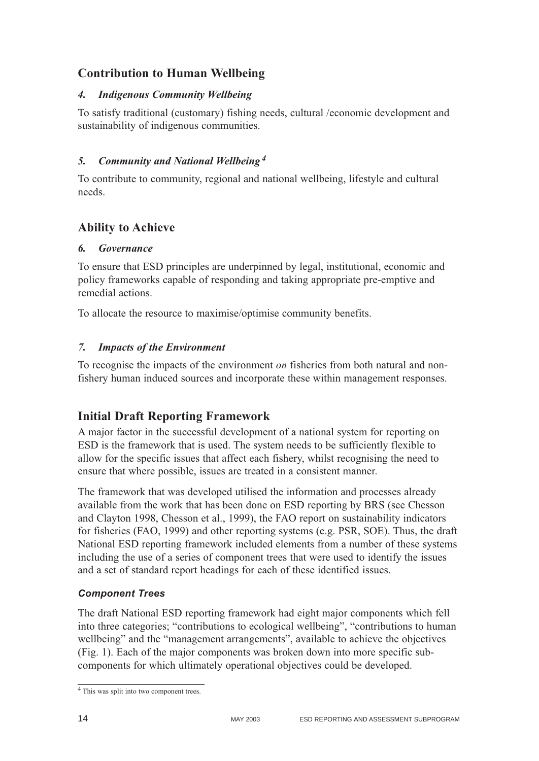## Contribution to Human Wellbeing

### *4. Indigenous Community Wellbeing*

To satisfy traditional (customary) fishing needs, cultural /economic development and sustainability of indigenous communities.

### *5. Community and National Wellbeing* [4]

To contribute to community, regional and national wellbeing, lifestyle and cultural needs.

## Ability to Achieve

### *6. Governance*

To ensure that ESD principles are underpinned by legal, institutional, economic and policy frameworks capable of responding and taking appropriate pre-emptive and remedial actions.

To allocate the resource to maximise/optimise community benefits.

### *7. Impacts of the Environment*

To recognise the impacts of the environment *on* fisheries from both natural and non-fishery human induced sources and incorporate these within management responses.

## Initial Draft Reporting Framework

A major factor in the successful development of a national system for reporting on ESD is the framework that is used. The system needs to be sufficiently flexible to allow for the specific issues that affect each fishery, whilst recognising the need to ensure that where possible, issues are treated in a consistent manner.

The framework that was developed utilised the information and processes already available from the work that has been done on ESD reporting by BRS (see Chesson and Clayton 1998, Chesson et al., 1999), the FAO report on sustainability indicators for fisheries (FAO, 1999) and other reporting systems (e.g. PSR, SOE). Thus, the draft National ESD reporting framework included elements from a number of these systems including the use of a series of component trees that were used to identify the issues and a set of standard report headings for each of these identified issues.

### *Component Trees*

The draft National ESD reporting framework had eight major components which fell into three categories; "contributions to ecological wellbeing", "contributions to human wellbeing" and the "management arrangements", available to achieve the objectives (Fig. 1). Each of the major components was broken down into more specific sub-components for which ultimately operational objectives could be developed.

---

[4] This was split into two component trees.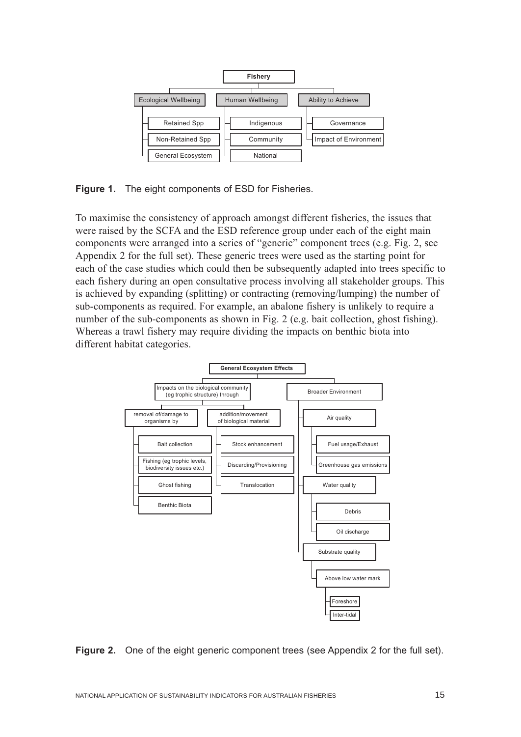Fishery

Ecological Wellbeing
Human Wellbeing
Ability to Achieve

Retained Spp
Non-Retained Spp
General Ecosystem
Indigenous
Community
National
Governance
Impact of Environment

**Figure 1.** The eight components of ESD for Fisheries.

To maximise the consistency of approach amongst different fisheries, the issues that were raised by the SCFA and the ESD reference group under each of the eight main components were arranged into a series of "generic" component trees (e.g. Fig. 2, see Appendix 2 for the full set). These generic trees were used as the starting point for each of the case studies which could then be subsequently adapted into trees specific to each fishery during an open consultative process involving all stakeholder groups. This is achieved by expanding (splitting) or contracting (removing/lumping) the number of sub-components as required. For example, an abalone fishery is unlikely to require a number of the sub-components as shown in Fig. 2 (e.g. bait collection, ghost fishing). Whereas a trawl fishery may require dividing the impacts on benthic biota into different habitat categories.

General Ecosystem Effects

Impacts on the biological community (eg trophic structure) through
Broader Environment

removal of/damage to organisms by
addition/movement of biological material

Bait collection
Fishing (eg trophic levels, biodiversity issues etc.)
Ghost fishing
Benthic Biota

Stock enhancement
Discarding/Provisioning
Translocation

Air quality
Fuel usage/Exhaust
Greenhouse gas emissions
Water quality
Debris
Oil discharge
Substrate quality
Above low water mark
Foreshore
Inter-tidal

**Figure 2.** One of the eight generic component trees (see Appendix 2 for the full set).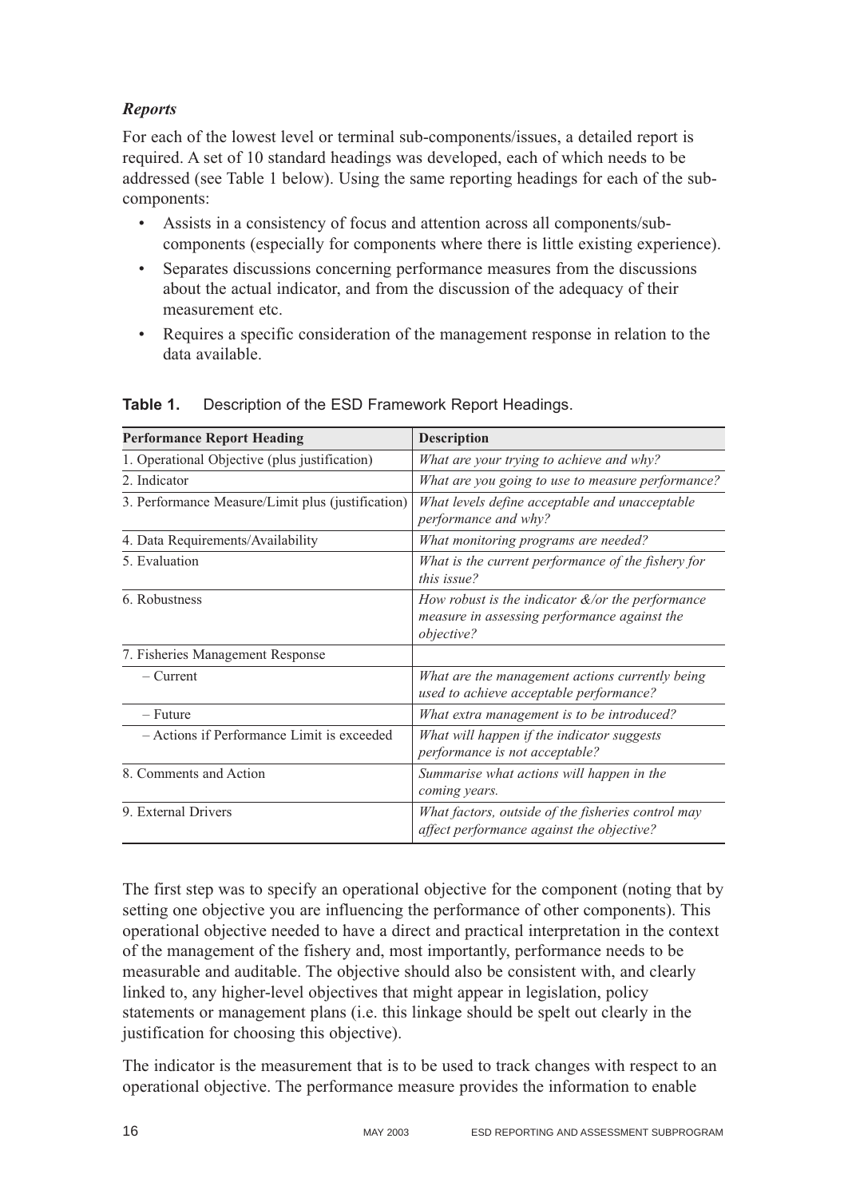### *Reports*

For each of the lowest level or terminal sub-components/issues, a detailed report is required. A set of 10 standard headings was developed, each of which needs to be addressed (see Table 1 below). Using the same reporting headings for each of the sub-components:

- Assists in a consistency of focus and attention across all components/sub-components (especially for components where there is little existing experience).
- Separates discussions concerning performance measures from the discussions about the actual indicator, and from the discussion of the adequacy of their measurement etc.
- Requires a specific consideration of the management response in relation to the data available.

**Table 1.** Description of the ESD Framework Report Headings.

| Performance Report Heading | Description |
|---|---|
| 1. Operational Objective (plus justification) | *What are your trying to achieve and why?* |
| 2. Indicator | *What are you going to use to measure performance?* |
| 3. Performance Measure/Limit plus (justification) | *What levels define acceptable and unacceptable performance and why?* |
| 4. Data Requirements/Availability | *What monitoring programs are needed?* |
| 5. Evaluation | *What is the current performance of the fishery for this issue?* |
| 6. Robustness | *How robust is the indicator &/or the performance measure in assessing performance against the objective?* |
| 7. Fisheries Management Response | |
| – Current | *What are the management actions currently being used to achieve acceptable performance?* |
| – Future | *What extra management is to be introduced?* |
| – Actions if Performance Limit is exceeded | *What will happen if the indicator suggests performance is not acceptable?* |
| 8. Comments and Action | *Summarise what actions will happen in the coming years.* |
| 9. External Drivers | *What factors, outside of the fisheries control may affect performance against the objective?* |

The first step was to specify an operational objective for the component (noting that by setting one objective you are influencing the performance of other components). This operational objective needed to have a direct and practical interpretation in the context of the management of the fishery and, most importantly, performance needs to be measurable and auditable. The objective should also be consistent with, and clearly linked to, any higher-level objectives that might appear in legislation, policy statements or management plans (i.e. this linkage should be spelt out clearly in the justification for choosing this objective).

The indicator is the measurement that is to be used to track changes with respect to an operational objective. The performance measure provides the information to enable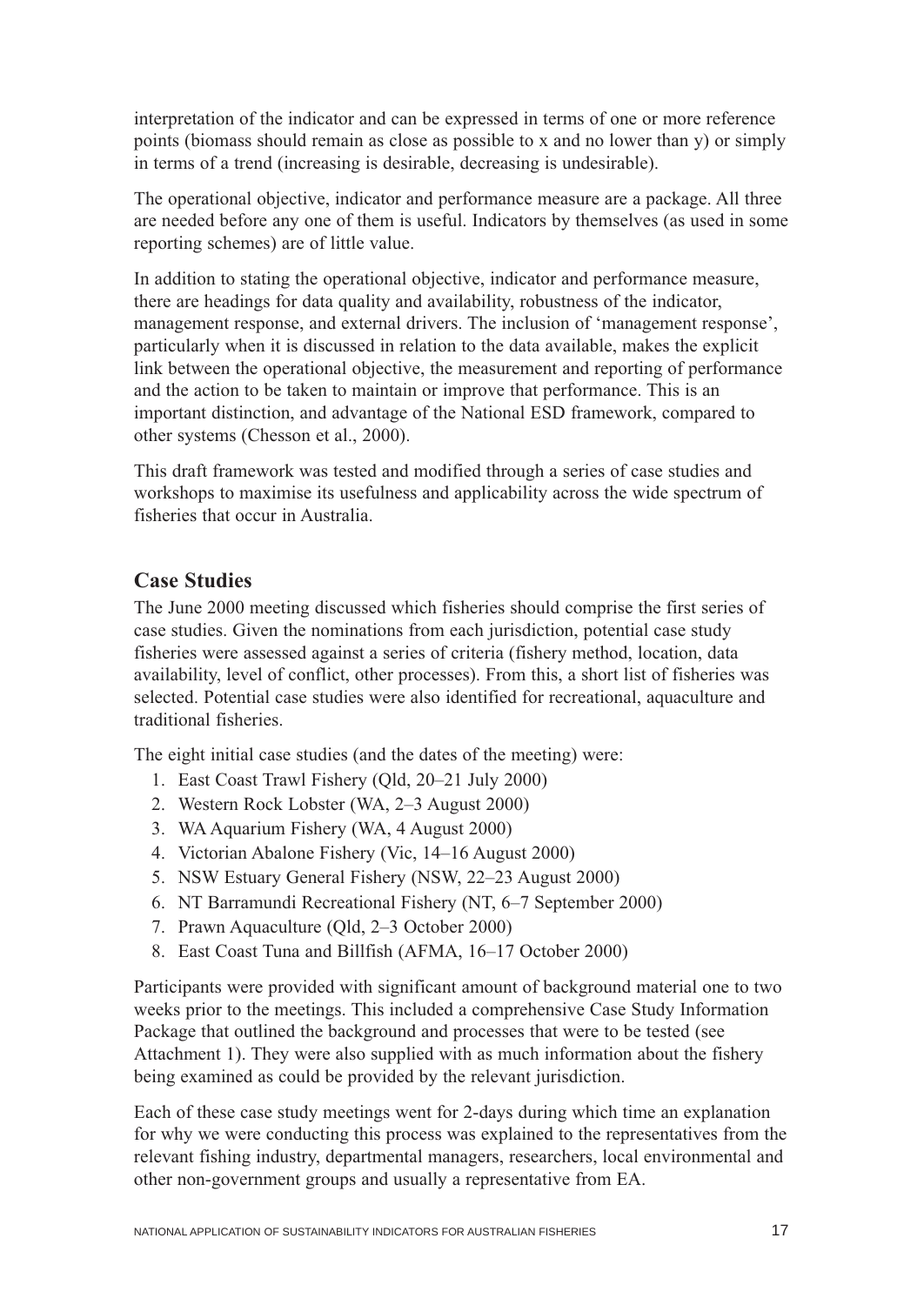interpretation of the indicator and can be expressed in terms of one or more reference points (biomass should remain as close as possible to x and no lower than y) or simply in terms of a trend (increasing is desirable, decreasing is undesirable).

The operational objective, indicator and performance measure are a package. All three are needed before any one of them is useful. Indicators by themselves (as used in some reporting schemes) are of little value.

In addition to stating the operational objective, indicator and performance measure, there are headings for data quality and availability, robustness of the indicator, management response, and external drivers. The inclusion of 'management response', particularly when it is discussed in relation to the data available, makes the explicit link between the operational objective, the measurement and reporting of performance and the action to be taken to maintain or improve that performance. This is an important distinction, and advantage of the National ESD framework, compared to other systems (Chesson et al., 2000).

This draft framework was tested and modified through a series of case studies and workshops to maximise its usefulness and applicability across the wide spectrum of fisheries that occur in Australia.

## Case Studies

The June 2000 meeting discussed which fisheries should comprise the first series of case studies. Given the nominations from each jurisdiction, potential case study fisheries were assessed against a series of criteria (fishery method, location, data availability, level of conflict, other processes). From this, a short list of fisheries was selected. Potential case studies were also identified for recreational, aquaculture and traditional fisheries.

The eight initial case studies (and the dates of the meeting) were:

1. East Coast Trawl Fishery (Qld, 20–21 July 2000)
2. Western Rock Lobster (WA, 2–3 August 2000)
3. WA Aquarium Fishery (WA, 4 August 2000)
4. Victorian Abalone Fishery (Vic, 14–16 August 2000)
5. NSW Estuary General Fishery (NSW, 22–23 August 2000)
6. NT Barramundi Recreational Fishery (NT, 6–7 September 2000)
7. Prawn Aquaculture (Qld, 2–3 October 2000)
8. East Coast Tuna and Billfish (AFMA, 16–17 October 2000)

Participants were provided with significant amount of background material one to two weeks prior to the meetings. This included a comprehensive Case Study Information Package that outlined the background and processes that were to be tested (see Attachment 1). They were also supplied with as much information about the fishery being examined as could be provided by the relevant jurisdiction.

Each of these case study meetings went for 2-days during which time an explanation for why we were conducting this process was explained to the representatives from the relevant fishing industry, departmental managers, researchers, local environmental and other non-government groups and usually a representative from EA.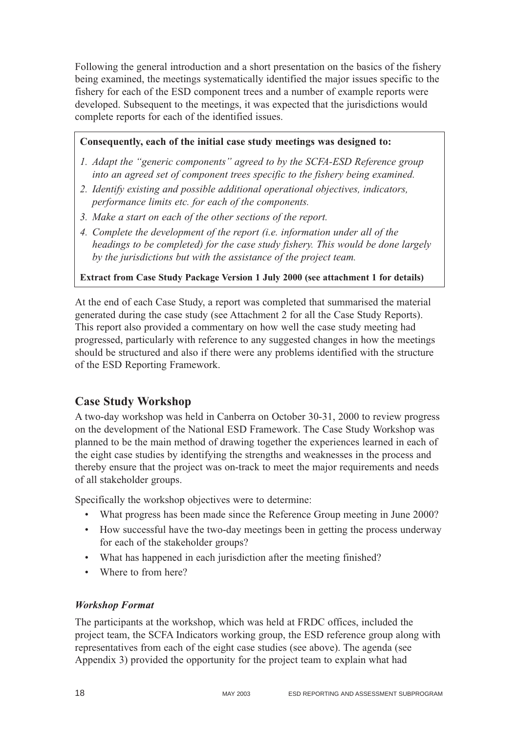Following the general introduction and a short presentation on the basics of the fishery being examined, the meetings systematically identified the major issues specific to the fishery for each of the ESD component trees and a number of example reports were developed. Subsequent to the meetings, it was expected that the jurisdictions would complete reports for each of the identified issues.

> **Consequently, each of the initial case study meetings was designed to:**
>
> 1. *Adapt the "generic components" agreed to by the SCFA-ESD Reference group into an agreed set of component trees specific to the fishery being examined.*
> 2. *Identify existing and possible additional operational objectives, indicators, performance limits etc. for each of the components.*
> 3. *Make a start on each of the other sections of the report.*
> 4. *Complete the development of the report (i.e. information under all of the headings to be completed) for the case study fishery. This would be done largely by the jurisdictions but with the assistance of the project team.*
>
> **Extract from Case Study Package Version 1 July 2000 (see attachment 1 for details)**

At the end of each Case Study, a report was completed that summarised the material generated during the case study (see Attachment 2 for all the Case Study Reports). This report also provided a commentary on how well the case study meeting had progressed, particularly with reference to any suggested changes in how the meetings should be structured and also if there were any problems identified with the structure of the ESD Reporting Framework.

## Case Study Workshop

A two-day workshop was held in Canberra on October 30-31, 2000 to review progress on the development of the National ESD Framework. The Case Study Workshop was planned to be the main method of drawing together the experiences learned in each of the eight case studies by identifying the strengths and weaknesses in the process and thereby ensure that the project was on-track to meet the major requirements and needs of all stakeholder groups.

Specifically the workshop objectives were to determine:

- What progress has been made since the Reference Group meeting in June 2000?
- How successful have the two-day meetings been in getting the process underway for each of the stakeholder groups?
- What has happened in each jurisdiction after the meeting finished?
- Where to from here?

### *Workshop Format*

The participants at the workshop, which was held at FRDC offices, included the project team, the SCFA Indicators working group, the ESD reference group along with representatives from each of the eight case studies (see above). The agenda (see Appendix 3) provided the opportunity for the project team to explain what had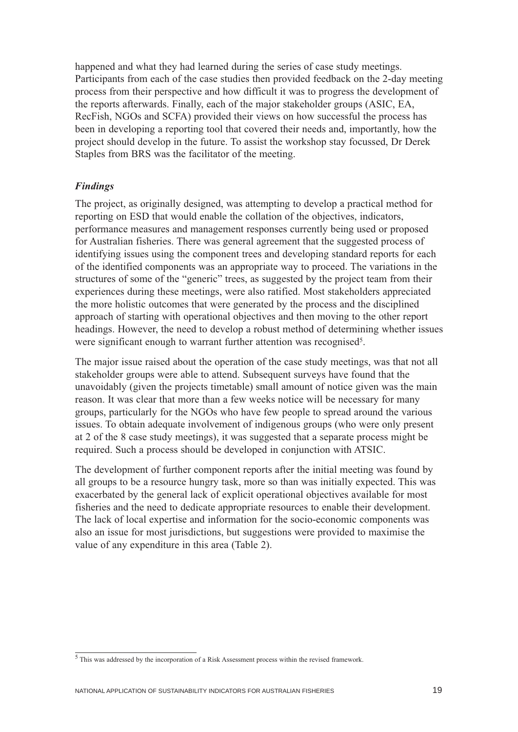happened and what they had learned during the series of case study meetings. Participants from each of the case studies then provided feedback on the 2-day meeting process from their perspective and how difficult it was to progress the development of the reports afterwards. Finally, each of the major stakeholder groups (ASIC, EA, RecFish, NGOs and SCFA) provided their views on how successful the process has been in developing a reporting tool that covered their needs and, importantly, how the project should develop in the future. To assist the workshop stay focussed, Dr Derek Staples from BRS was the facilitator of the meeting.

### *Findings*

The project, as originally designed, was attempting to develop a practical method for reporting on ESD that would enable the collation of the objectives, indicators, performance measures and management responses currently being used or proposed for Australian fisheries. There was general agreement that the suggested process of identifying issues using the component trees and developing standard reports for each of the identified components was an appropriate way to proceed. The variations in the structures of some of the "generic" trees, as suggested by the project team from their experiences during these meetings, were also ratified. Most stakeholders appreciated the more holistic outcomes that were generated by the process and the disciplined approach of starting with operational objectives and then moving to the other report headings. However, the need to develop a robust method of determining whether issues were significant enough to warrant further attention was recognised[5].

The major issue raised about the operation of the case study meetings, was that not all stakeholder groups were able to attend. Subsequent surveys have found that the unavoidably (given the projects timetable) small amount of notice given was the main reason. It was clear that more than a few weeks notice will be necessary for many groups, particularly for the NGOs who have few people to spread around the various issues. To obtain adequate involvement of indigenous groups (who were only present at 2 of the 8 case study meetings), it was suggested that a separate process might be required. Such a process should be developed in conjunction with ATSIC.

The development of further component reports after the initial meeting was found by all groups to be a resource hungry task, more so than was initially expected. This was exacerbated by the general lack of explicit operational objectives available for most fisheries and the need to dedicate appropriate resources to enable their development. The lack of local expertise and information for the socio-economic components was also an issue for most jurisdictions, but suggestions were provided to maximise the value of any expenditure in this area (Table 2).

[5] This was addressed by the incorporation of a Risk Assessment process within the revised framework.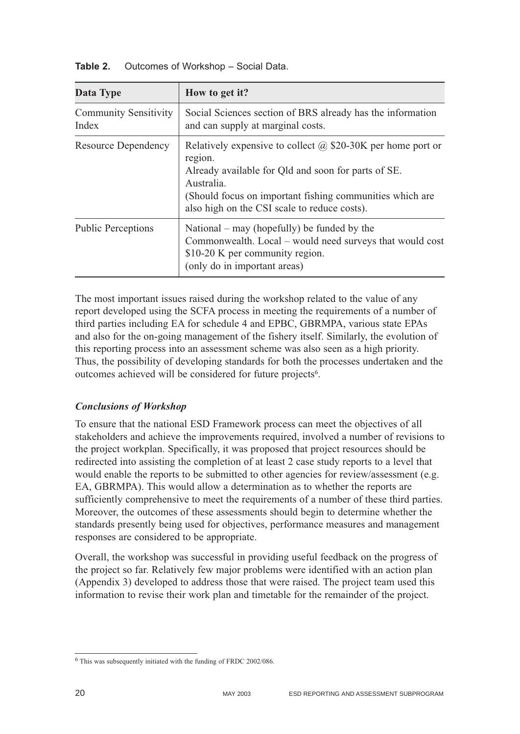**Table 2.** Outcomes of Workshop – Social Data.

| Data Type | How to get it? |
|---|---|
| Community Sensitivity Index | Social Sciences section of BRS already has the information and can supply at marginal costs. |
| Resource Dependency | Relatively expensive to collect @ \$20-30K per home port or region.<br>Already available for Qld and soon for parts of SE. Australia.<br>(Should focus on important fishing communities which are also high on the CSI scale to reduce costs). |
| Public Perceptions | National – may (hopefully) be funded by the Commonwealth. Local – would need surveys that would cost \$10-20 K per community region.<br>(only do in important areas) |

The most important issues raised during the workshop related to the value of any report developed using the SCFA process in meeting the requirements of a number of third parties including EA for schedule 4 and EPBC, GBRMPA, various state EPAs and also for the on-going management of the fishery itself. Similarly, the evolution of this reporting process into an assessment scheme was also seen as a high priority. Thus, the possibility of developing standards for both the processes undertaken and the outcomes achieved will be considered for future projects[6].

### *Conclusions of Workshop*

To ensure that the national ESD Framework process can meet the objectives of all stakeholders and achieve the improvements required, involved a number of revisions to the project workplan. Specifically, it was proposed that project resources should be redirected into assisting the completion of at least 2 case study reports to a level that would enable the reports to be submitted to other agencies for review/assessment (e.g. EA, GBRMPA). This would allow a determination as to whether the reports are sufficiently comprehensive to meet the requirements of a number of these third parties. Moreover, the outcomes of these assessments should begin to determine whether the standards presently being used for objectives, performance measures and management responses are considered to be appropriate.

Overall, the workshop was successful in providing useful feedback on the progress of the project so far. Relatively few major problems were identified with an action plan (Appendix 3) developed to address those that were raised. The project team used this information to revise their work plan and timetable for the remainder of the project.

[6] This was subsequently initiated with the funding of FRDC 2002/086.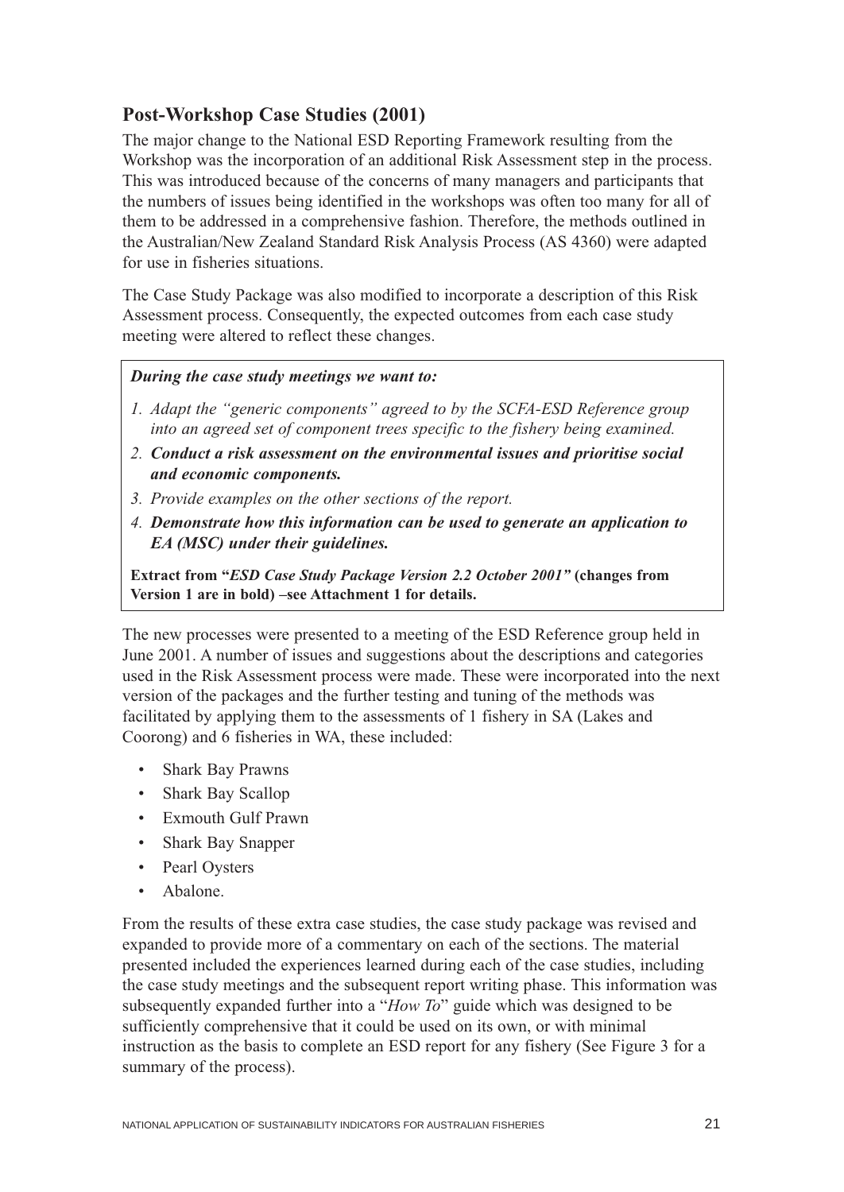## Post-Workshop Case Studies (2001)

The major change to the National ESD Reporting Framework resulting from the Workshop was the incorporation of an additional Risk Assessment step in the process. This was introduced because of the concerns of many managers and participants that the numbers of issues being identified in the workshops was often too many for all of them to be addressed in a comprehensive fashion. Therefore, the methods outlined in the Australian/New Zealand Standard Risk Analysis Process (AS 4360) were adapted for use in fisheries situations.

The Case Study Package was also modified to incorporate a description of this Risk Assessment process. Consequently, the expected outcomes from each case study meeting were altered to reflect these changes.

> ***During the case study meetings we want to:***
>
> 1. *Adapt the "generic components" agreed to by the SCFA-ESD Reference group into an agreed set of component trees specific to the fishery being examined.*
> 2. ***Conduct a risk assessment on the environmental issues and prioritise social and economic components.***
> 3. *Provide examples on the other sections of the report.*
> 4. ***Demonstrate how this information can be used to generate an application to EA (MSC) under their guidelines.***
>
> **Extract from "*ESD Case Study Package Version 2.2 October 2001*" (changes from Version 1 are in bold) –see Attachment 1 for details.**

The new processes were presented to a meeting of the ESD Reference group held in June 2001. A number of issues and suggestions about the descriptions and categories used in the Risk Assessment process were made. These were incorporated into the next version of the packages and the further testing and tuning of the methods was facilitated by applying them to the assessments of 1 fishery in SA (Lakes and Coorong) and 6 fisheries in WA, these included:

- Shark Bay Prawns
- Shark Bay Scallop
- Exmouth Gulf Prawn
- Shark Bay Snapper
- Pearl Oysters
- Abalone.

From the results of these extra case studies, the case study package was revised and expanded to provide more of a commentary on each of the sections. The material presented included the experiences learned during each of the case studies, including the case study meetings and the subsequent report writing phase. This information was subsequently expanded further into a "*How To*" guide which was designed to be sufficiently comprehensive that it could be used on its own, or with minimal instruction as the basis to complete an ESD report for any fishery (See Figure 3 for a summary of the process).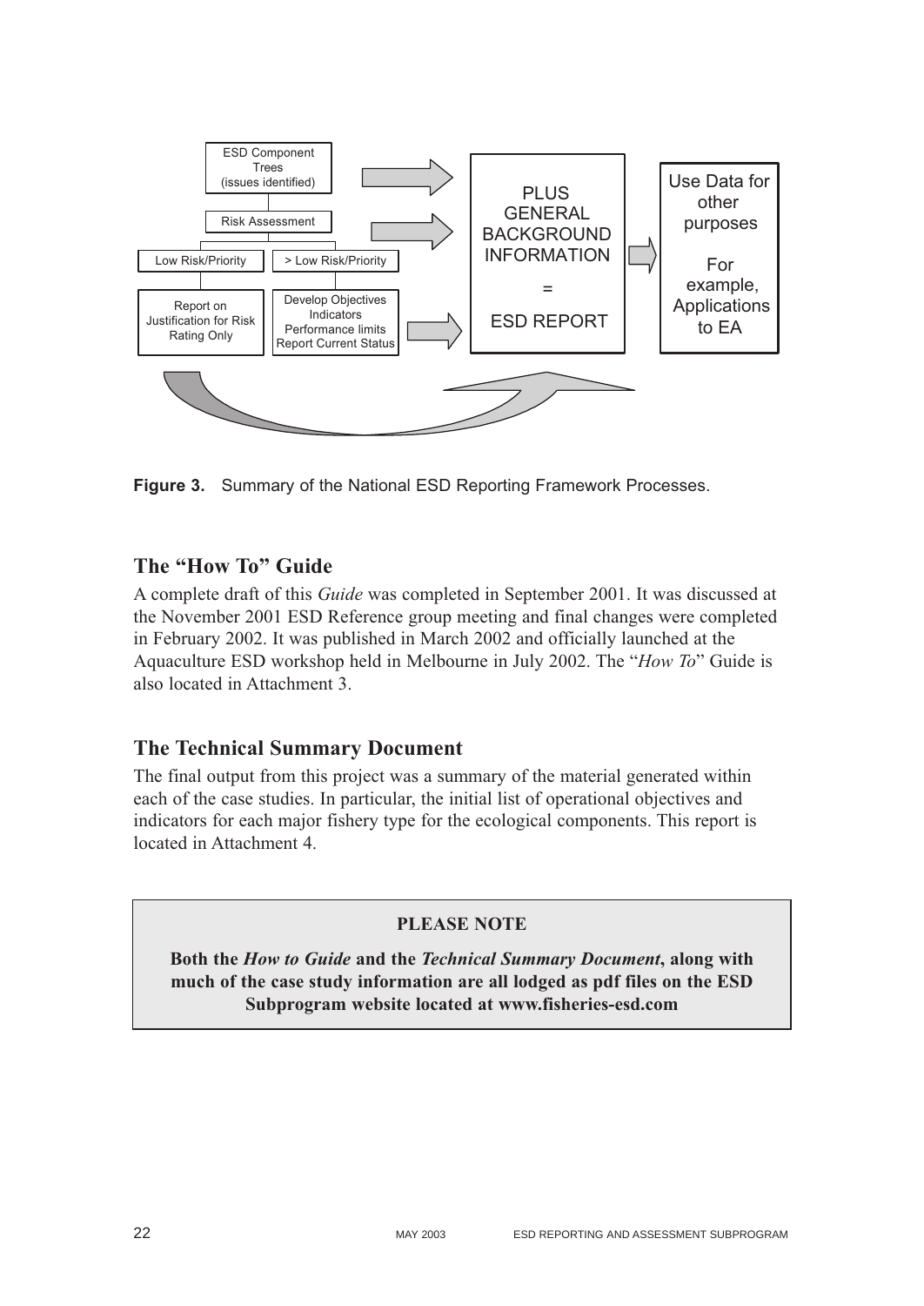ESD Component Trees (issues identified)

Risk Assessment

Low Risk/Priority

> Low Risk/Priority

Report on Justification for Risk Rating Only

Develop Objectives Indicators Performance limits Report Current Status

PLUS GENERAL BACKGROUND INFORMATION

=

ESD REPORT

Use Data for other purposes

For example, Applications to EA

**Figure 3.** Summary of the National ESD Reporting Framework Processes.

## The "How To" Guide

A complete draft of this *Guide* was completed in September 2001. It was discussed at the November 2001 ESD Reference group meeting and final changes were completed in February 2002. It was published in March 2002 and officially launched at the Aquaculture ESD workshop held in Melbourne in July 2002. The "*How To*" Guide is also located in Attachment 3.

## The Technical Summary Document

The final output from this project was a summary of the material generated within each of the case studies. In particular, the initial list of operational objectives and indicators for each major fishery type for the ecological components. This report is located in Attachment 4.

**PLEASE NOTE**

**Both the *How to Guide* and the *Technical Summary Document*, along with much of the case study information are all lodged as pdf files on the ESD Subprogram website located at www.fisheries-esd.com**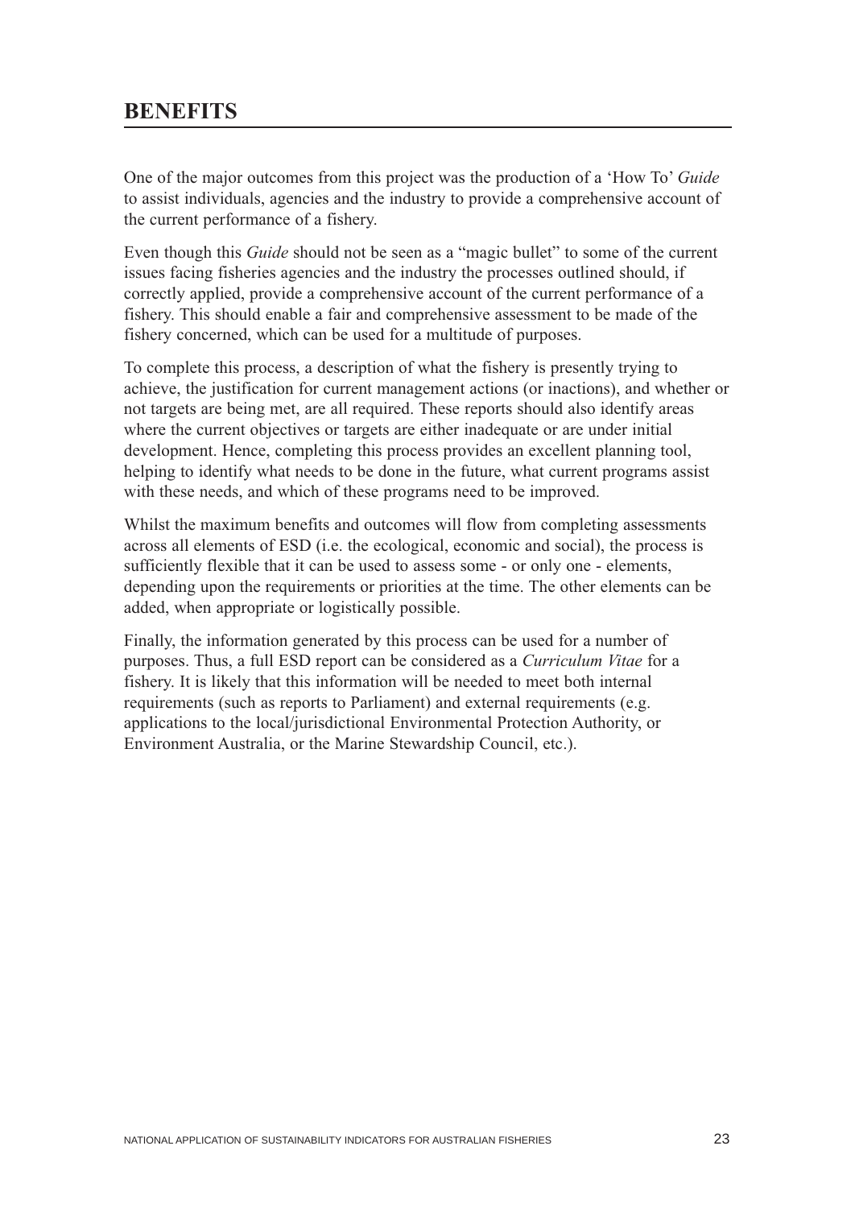## BENEFITS

One of the major outcomes from this project was the production of a 'How To' *Guide* to assist individuals, agencies and the industry to provide a comprehensive account of the current performance of a fishery.

Even though this *Guide* should not be seen as a "magic bullet" to some of the current issues facing fisheries agencies and the industry the processes outlined should, if correctly applied, provide a comprehensive account of the current performance of a fishery. This should enable a fair and comprehensive assessment to be made of the fishery concerned, which can be used for a multitude of purposes.

To complete this process, a description of what the fishery is presently trying to achieve, the justification for current management actions (or inactions), and whether or not targets are being met, are all required. These reports should also identify areas where the current objectives or targets are either inadequate or are under initial development. Hence, completing this process provides an excellent planning tool, helping to identify what needs to be done in the future, what current programs assist with these needs, and which of these programs need to be improved.

Whilst the maximum benefits and outcomes will flow from completing assessments across all elements of ESD (i.e. the ecological, economic and social), the process is sufficiently flexible that it can be used to assess some - or only one - elements, depending upon the requirements or priorities at the time. The other elements can be added, when appropriate or logistically possible.

Finally, the information generated by this process can be used for a number of purposes. Thus, a full ESD report can be considered as a *Curriculum Vitae* for a fishery. It is likely that this information will be needed to meet both internal requirements (such as reports to Parliament) and external requirements (e.g. applications to the local/jurisdictional Environmental Protection Authority, or Environment Australia, or the Marine Stewardship Council, etc.).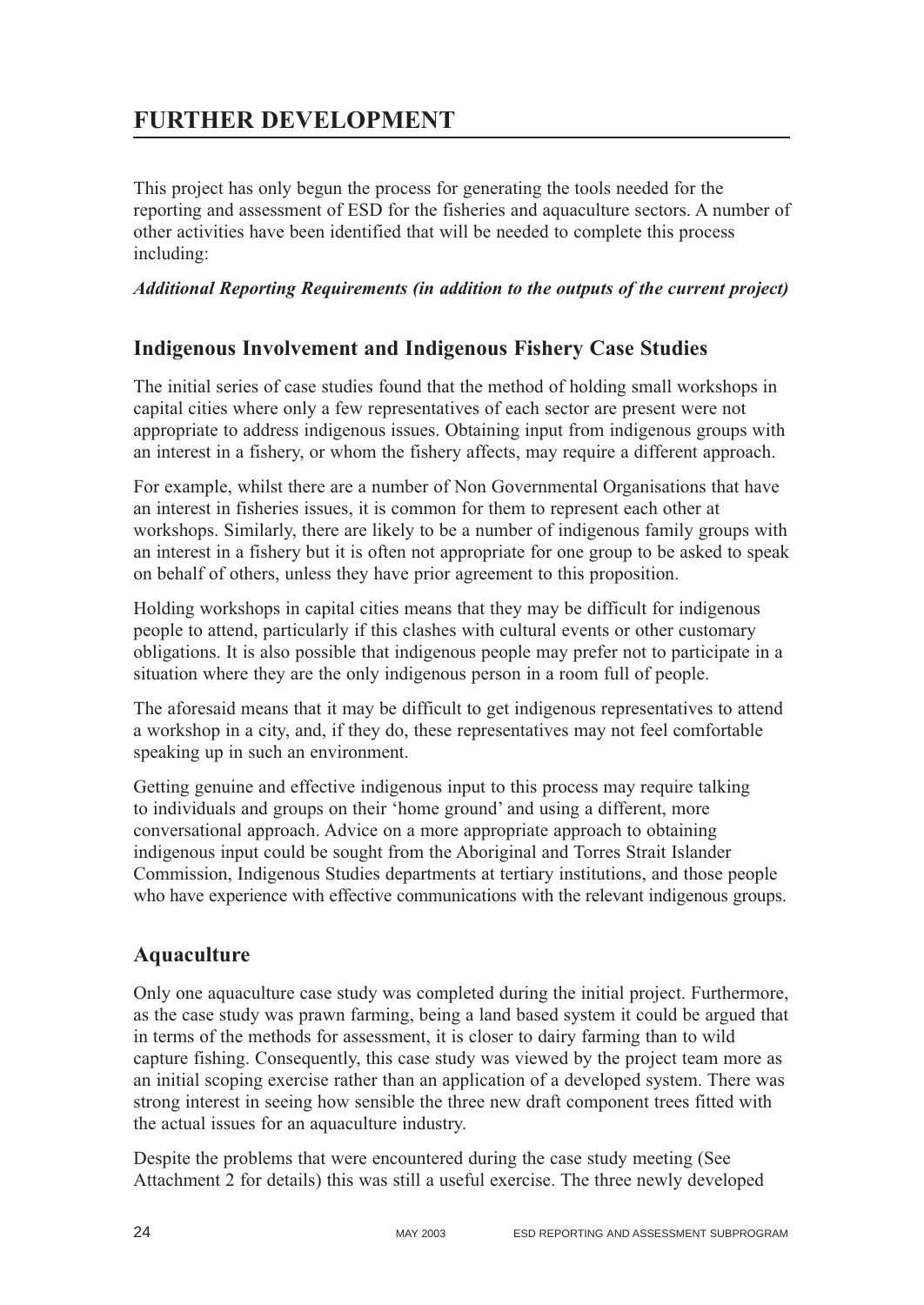# FURTHER DEVELOPMENT

This project has only begun the process for generating the tools needed for the reporting and assessment of ESD for the fisheries and aquaculture sectors. A number of other activities have been identified that will be needed to complete this process including:

***Additional Reporting Requirements (in addition to the outputs of the current project)***

## Indigenous Involvement and Indigenous Fishery Case Studies

The initial series of case studies found that the method of holding small workshops in capital cities where only a few representatives of each sector are present were not appropriate to address indigenous issues. Obtaining input from indigenous groups with an interest in a fishery, or whom the fishery affects, may require a different approach.

For example, whilst there are a number of Non Governmental Organisations that have an interest in fisheries issues, it is common for them to represent each other at workshops. Similarly, there are likely to be a number of indigenous family groups with an interest in a fishery but it is often not appropriate for one group to be asked to speak on behalf of others, unless they have prior agreement to this proposition.

Holding workshops in capital cities means that they may be difficult for indigenous people to attend, particularly if this clashes with cultural events or other customary obligations. It is also possible that indigenous people may prefer not to participate in a situation where they are the only indigenous person in a room full of people.

The aforesaid means that it may be difficult to get indigenous representatives to attend a workshop in a city, and, if they do, these representatives may not feel comfortable speaking up in such an environment.

Getting genuine and effective indigenous input to this process may require talking to individuals and groups on their 'home ground' and using a different, more conversational approach. Advice on a more appropriate approach to obtaining indigenous input could be sought from the Aboriginal and Torres Strait Islander Commission, Indigenous Studies departments at tertiary institutions, and those people who have experience with effective communications with the relevant indigenous groups.

## Aquaculture

Only one aquaculture case study was completed during the initial project. Furthermore, as the case study was prawn farming, being a land based system it could be argued that in terms of the methods for assessment, it is closer to dairy farming than to wild capture fishing. Consequently, this case study was viewed by the project team more as an initial scoping exercise rather than an application of a developed system. There was strong interest in seeing how sensible the three new draft component trees fitted with the actual issues for an aquaculture industry.

Despite the problems that were encountered during the case study meeting (See Attachment 2 for details) this was still a useful exercise. The three newly developed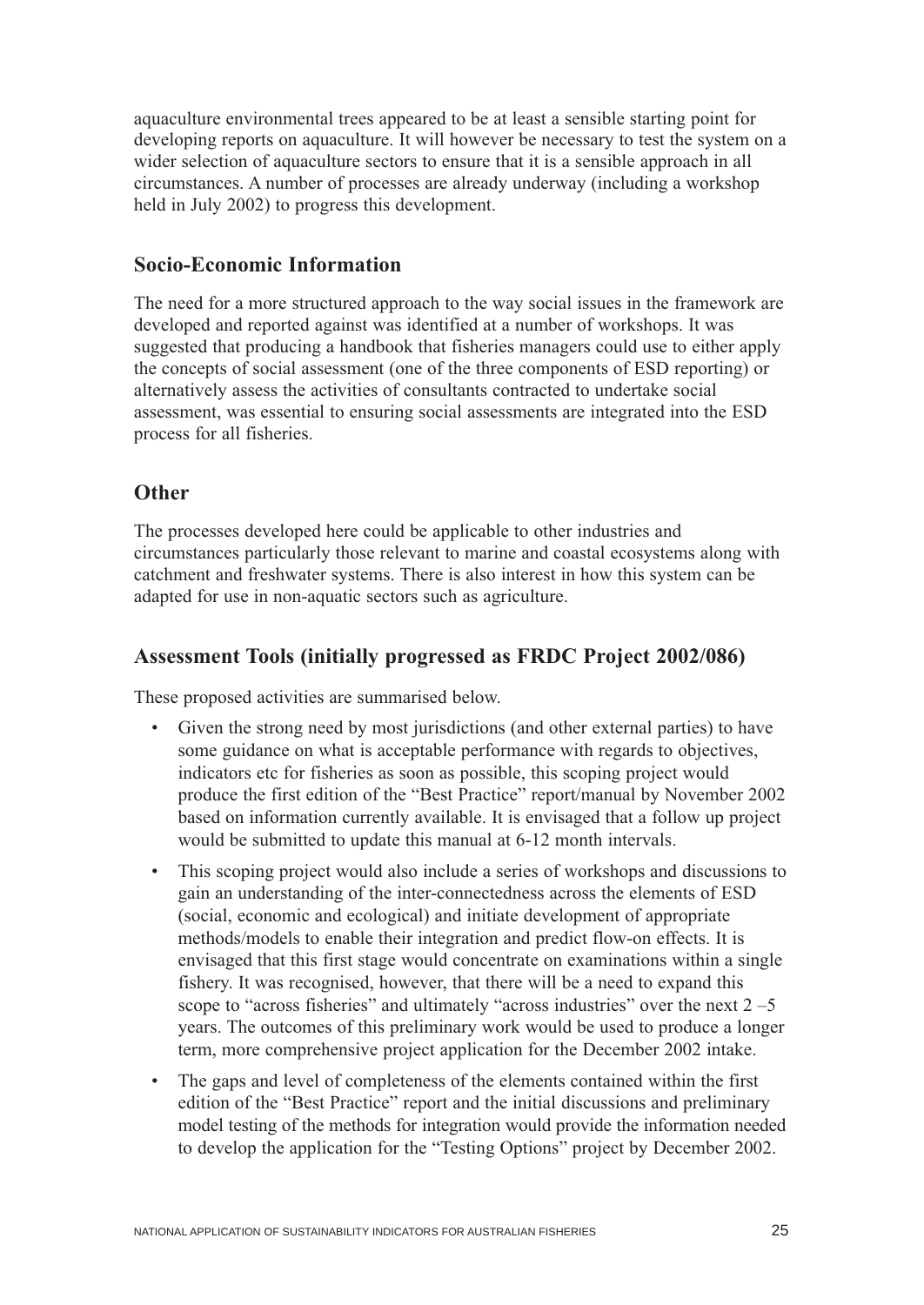aquaculture environmental trees appeared to be at least a sensible starting point for developing reports on aquaculture. It will however be necessary to test the system on a wider selection of aquaculture sectors to ensure that it is a sensible approach in all circumstances. A number of processes are already underway (including a workshop held in July 2002) to progress this development.

## Socio-Economic Information

The need for a more structured approach to the way social issues in the framework are developed and reported against was identified at a number of workshops. It was suggested that producing a handbook that fisheries managers could use to either apply the concepts of social assessment (one of the three components of ESD reporting) or alternatively assess the activities of consultants contracted to undertake social assessment, was essential to ensuring social assessments are integrated into the ESD process for all fisheries.

## Other

The processes developed here could be applicable to other industries and circumstances particularly those relevant to marine and coastal ecosystems along with catchment and freshwater systems. There is also interest in how this system can be adapted for use in non-aquatic sectors such as agriculture.

## Assessment Tools (initially progressed as FRDC Project 2002/086)

These proposed activities are summarised below.

- Given the strong need by most jurisdictions (and other external parties) to have some guidance on what is acceptable performance with regards to objectives, indicators etc for fisheries as soon as possible, this scoping project would produce the first edition of the "Best Practice" report/manual by November 2002 based on information currently available. It is envisaged that a follow up project would be submitted to update this manual at 6-12 month intervals.
- This scoping project would also include a series of workshops and discussions to gain an understanding of the inter-connectedness across the elements of ESD (social, economic and ecological) and initiate development of appropriate methods/models to enable their integration and predict flow-on effects. It is envisaged that this first stage would concentrate on examinations within a single fishery. It was recognised, however, that there will be a need to expand this scope to "across fisheries" and ultimately "across industries" over the next 2 –5 years. The outcomes of this preliminary work would be used to produce a longer term, more comprehensive project application for the December 2002 intake.
- The gaps and level of completeness of the elements contained within the first edition of the "Best Practice" report and the initial discussions and preliminary model testing of the methods for integration would provide the information needed to develop the application for the "Testing Options" project by December 2002.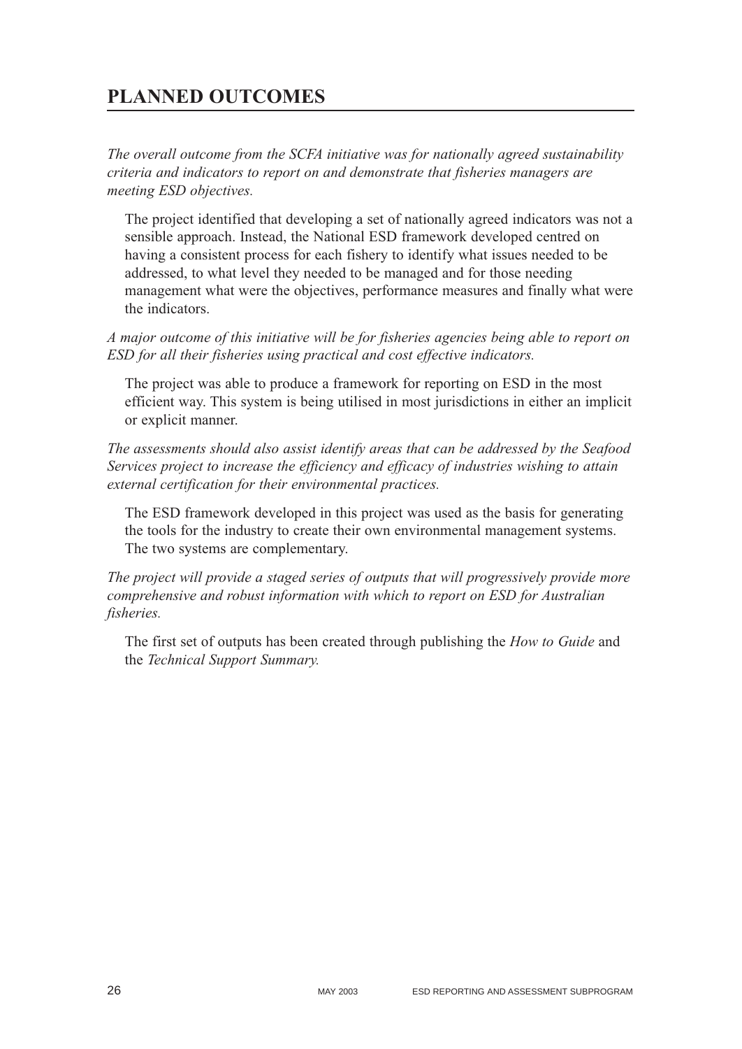# PLANNED OUTCOMES

*The overall outcome from the SCFA initiative was for nationally agreed sustainability criteria and indicators to report on and demonstrate that fisheries managers are meeting ESD objectives.*

The project identified that developing a set of nationally agreed indicators was not a sensible approach. Instead, the National ESD framework developed centred on having a consistent process for each fishery to identify what issues needed to be addressed, to what level they needed to be managed and for those needing management what were the objectives, performance measures and finally what were the indicators.

*A major outcome of this initiative will be for fisheries agencies being able to report on ESD for all their fisheries using practical and cost effective indicators.*

The project was able to produce a framework for reporting on ESD in the most efficient way. This system is being utilised in most jurisdictions in either an implicit or explicit manner.

*The assessments should also assist identify areas that can be addressed by the Seafood Services project to increase the efficiency and efficacy of industries wishing to attain external certification for their environmental practices.*

The ESD framework developed in this project was used as the basis for generating the tools for the industry to create their own environmental management systems. The two systems are complementary.

*The project will provide a staged series of outputs that will progressively provide more comprehensive and robust information with which to report on ESD for Australian fisheries.*

The first set of outputs has been created through publishing the *How to Guide* and the *Technical Support Summary.*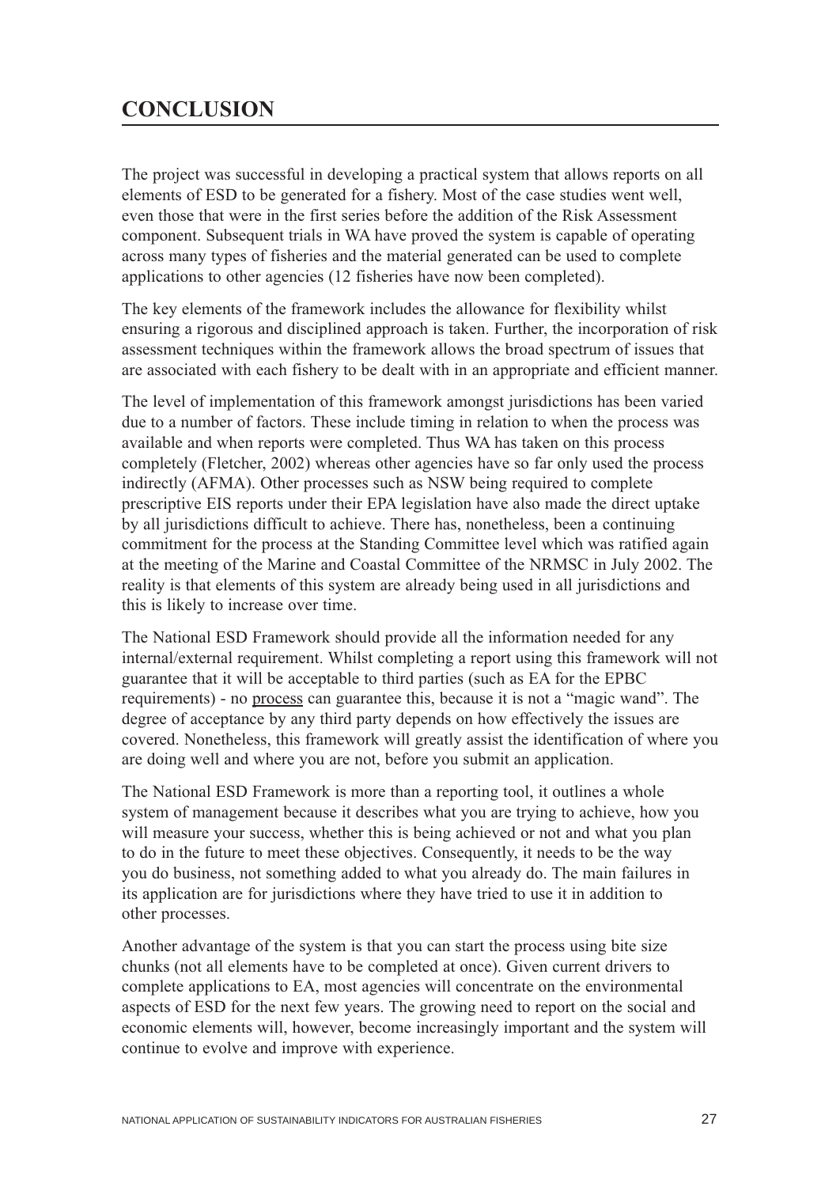# CONCLUSION

The project was successful in developing a practical system that allows reports on all elements of ESD to be generated for a fishery. Most of the case studies went well, even those that were in the first series before the addition of the Risk Assessment component. Subsequent trials in WA have proved the system is capable of operating across many types of fisheries and the material generated can be used to complete applications to other agencies (12 fisheries have now been completed).

The key elements of the framework includes the allowance for flexibility whilst ensuring a rigorous and disciplined approach is taken. Further, the incorporation of risk assessment techniques within the framework allows the broad spectrum of issues that are associated with each fishery to be dealt with in an appropriate and efficient manner.

The level of implementation of this framework amongst jurisdictions has been varied due to a number of factors. These include timing in relation to when the process was available and when reports were completed. Thus WA has taken on this process completely (Fletcher, 2002) whereas other agencies have so far only used the process indirectly (AFMA). Other processes such as NSW being required to complete prescriptive EIS reports under their EPA legislation have also made the direct uptake by all jurisdictions difficult to achieve. There has, nonetheless, been a continuing commitment for the process at the Standing Committee level which was ratified again at the meeting of the Marine and Coastal Committee of the NRMSC in July 2002. The reality is that elements of this system are already being used in all jurisdictions and this is likely to increase over time.

The National ESD Framework should provide all the information needed for any internal/external requirement. Whilst completing a report using this framework will not guarantee that it will be acceptable to third parties (such as EA for the EPBC requirements) - no <u>process</u> can guarantee this, because it is not a "magic wand". The degree of acceptance by any third party depends on how effectively the issues are covered. Nonetheless, this framework will greatly assist the identification of where you are doing well and where you are not, before you submit an application.

The National ESD Framework is more than a reporting tool, it outlines a whole system of management because it describes what you are trying to achieve, how you will measure your success, whether this is being achieved or not and what you plan to do in the future to meet these objectives. Consequently, it needs to be the way you do business, not something added to what you already do. The main failures in its application are for jurisdictions where they have tried to use it in addition to other processes.

Another advantage of the system is that you can start the process using bite size chunks (not all elements have to be completed at once). Given current drivers to complete applications to EA, most agencies will concentrate on the environmental aspects of ESD for the next few years. The growing need to report on the social and economic elements will, however, become increasingly important and the system will continue to evolve and improve with experience.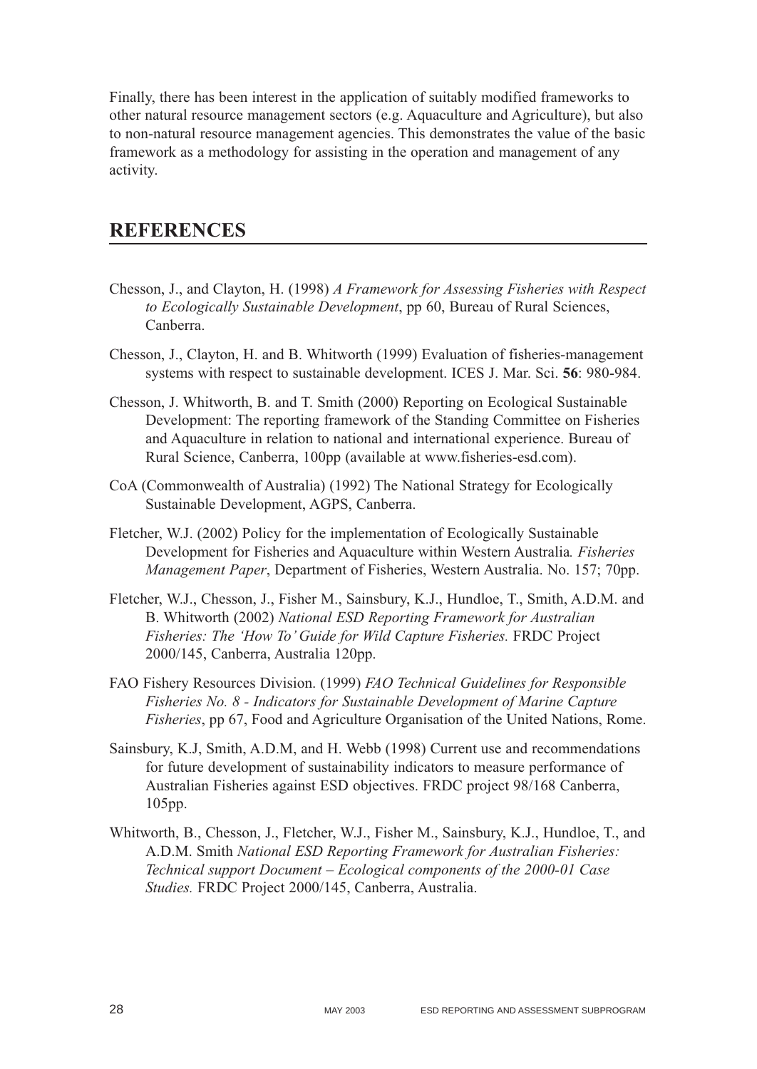Finally, there has been interest in the application of suitably modified frameworks to other natural resource management sectors (e.g. Aquaculture and Agriculture), but also to non-natural resource management agencies. This demonstrates the value of the basic framework as a methodology for assisting in the operation and management of any activity.

## REFERENCES

Chesson, J., and Clayton, H. (1998) *A Framework for Assessing Fisheries with Respect to Ecologically Sustainable Development*, pp 60, Bureau of Rural Sciences, Canberra.

Chesson, J., Clayton, H. and B. Whitworth (1999) Evaluation of fisheries-management systems with respect to sustainable development. ICES J. Mar. Sci. **56**: 980-984.

Chesson, J. Whitworth, B. and T. Smith (2000) Reporting on Ecological Sustainable Development: The reporting framework of the Standing Committee on Fisheries and Aquaculture in relation to national and international experience. Bureau of Rural Science, Canberra, 100pp (available at www.fisheries-esd.com).

CoA (Commonwealth of Australia) (1992) The National Strategy for Ecologically Sustainable Development, AGPS, Canberra.

Fletcher, W.J. (2002) Policy for the implementation of Ecologically Sustainable Development for Fisheries and Aquaculture within Western Australia*. Fisheries Management Paper*, Department of Fisheries, Western Australia. No. 157; 70pp.

Fletcher, W.J., Chesson, J., Fisher M., Sainsbury, K.J., Hundloe, T., Smith, A.D.M. and B. Whitworth (2002) *National ESD Reporting Framework for Australian Fisheries: The 'How To' Guide for Wild Capture Fisheries.* FRDC Project 2000/145, Canberra, Australia 120pp.

FAO Fishery Resources Division. (1999) *FAO Technical Guidelines for Responsible Fisheries No. 8 - Indicators for Sustainable Development of Marine Capture Fisheries*, pp 67, Food and Agriculture Organisation of the United Nations, Rome.

Sainsbury, K.J, Smith, A.D.M, and H. Webb (1998) Current use and recommendations for future development of sustainability indicators to measure performance of Australian Fisheries against ESD objectives. FRDC project 98/168 Canberra, 105pp.

Whitworth, B., Chesson, J., Fletcher, W.J., Fisher M., Sainsbury, K.J., Hundloe, T., and A.D.M. Smith *National ESD Reporting Framework for Australian Fisheries: Technical support Document – Ecological components of the 2000-01 Case Studies.* FRDC Project 2000/145, Canberra, Australia.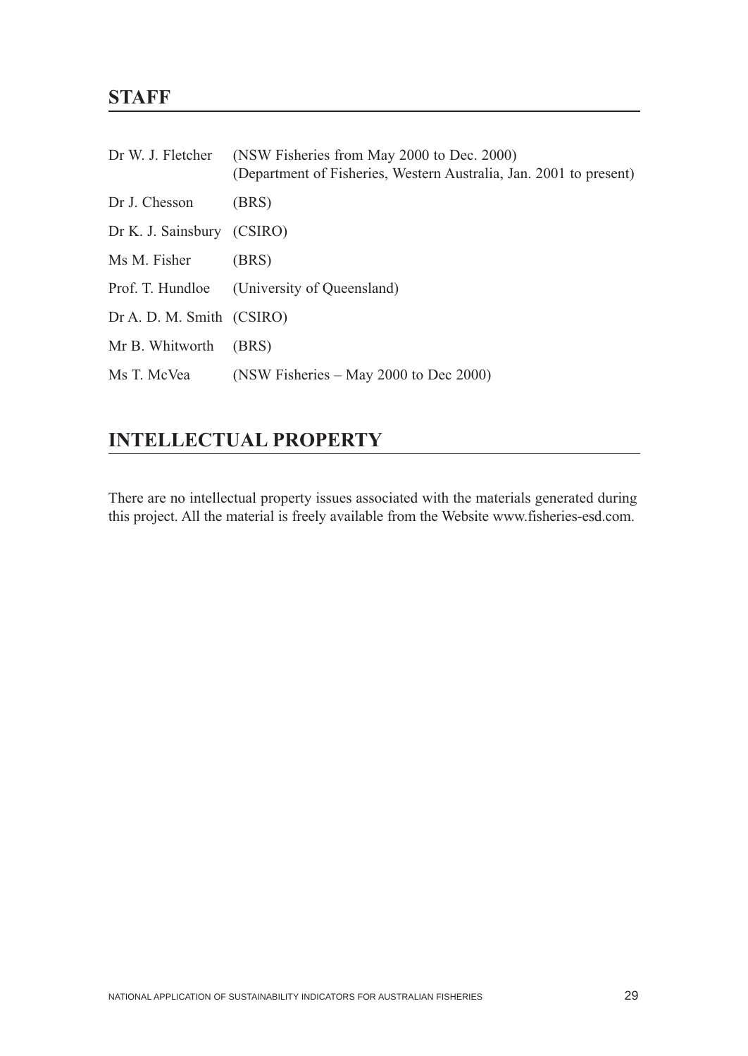## STAFF

| | |
|---|---|
| Dr W. J. Fletcher | (NSW Fisheries from May 2000 to Dec. 2000)<br>(Department of Fisheries, Western Australia, Jan. 2001 to present) |
| Dr J. Chesson | (BRS) |
| Dr K. J. Sainsbury | (CSIRO) |
| Ms M. Fisher | (BRS) |
| Prof. T. Hundloe | (University of Queensland) |
| Dr A. D. M. Smith | (CSIRO) |
| Mr B. Whitworth | (BRS) |
| Ms T. McVea | (NSW Fisheries – May 2000 to Dec 2000) |

## INTELLECTUAL PROPERTY

There are no intellectual property issues associated with the materials generated during this project. All the material is freely available from the Website www.fisheries-esd.com.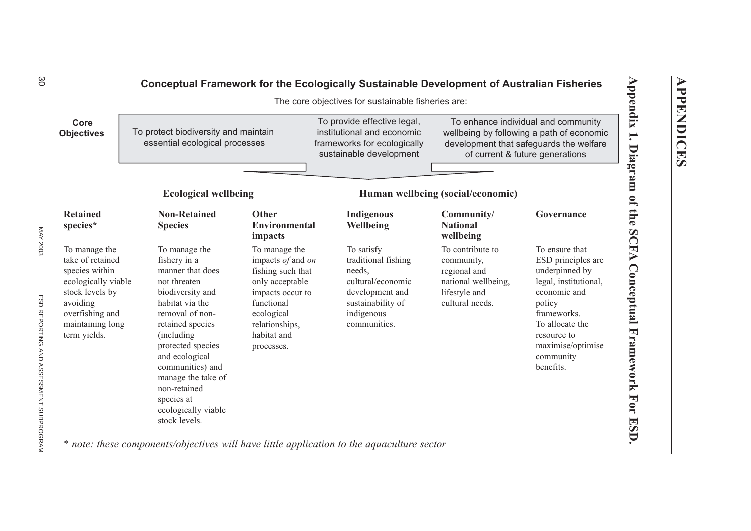# APPENDICES

## Appendix 1. Diagram of the SCFA Conceptual Framework For ESD.

### Conceptual Framework for the Ecologically Sustainable Development of Australian Fisheries

The core objectives for sustainable fisheries are:

**Core Objectives**

- To protect biodiversity and maintain essential ecological processes
- To provide effective legal, institutional and economic frameworks for ecologically sustainable development
- To enhance individual and community wellbeing by following a path of economic development that safeguards the welfare of current & future generations

| Ecological wellbeing | | | Human wellbeing (social/economic) | | |
|---|---|---|---|---|---|
| **Retained species*** | **Non-Retained Species** | **Other Environmental impacts** | **Indigenous Wellbeing** | **Community/ National wellbeing** | **Governance** |
| To manage the take of retained species within ecologically viable stock levels by avoiding overfishing and maintaining long term yields. | To manage the fishery in a manner that does not threaten biodiversity and habitat via the removal of non-retained species (including protected species and ecological communities) and manage the take of non-retained species at ecologically viable stock levels. | To manage the impacts *of* and *on* fishing such that only acceptable impacts occur to functional ecological relationships, habitat and processes. | To satisfy traditional fishing needs, cultural/economic development and sustainability of indigenous communities. | To contribute to community, regional and national wellbeing, lifestyle and cultural needs. | To ensure that ESD principles are underpinned by legal, institutional, economic and policy frameworks. To allocate the resource to maximise/optimise community benefits. |

*\* note: these components/objectives will have little application to the aquaculture sector*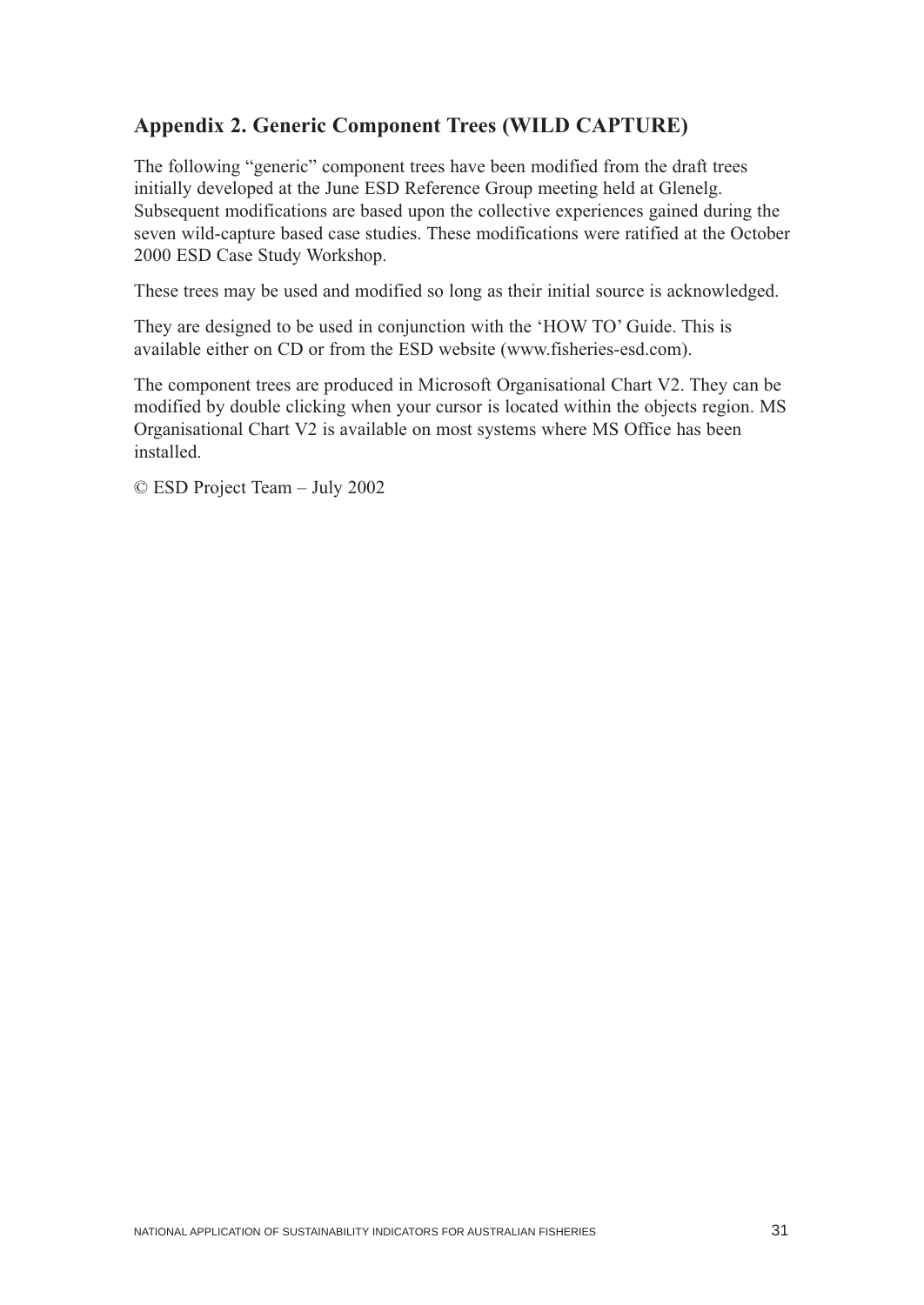## Appendix 2. Generic Component Trees (WILD CAPTURE)

The following "generic" component trees have been modified from the draft trees initially developed at the June ESD Reference Group meeting held at Glenelg. Subsequent modifications are based upon the collective experiences gained during the seven wild-capture based case studies. These modifications were ratified at the October 2000 ESD Case Study Workshop.

These trees may be used and modified so long as their initial source is acknowledged.

They are designed to be used in conjunction with the 'HOW TO' Guide. This is available either on CD or from the ESD website (www.fisheries-esd.com).

The component trees are produced in Microsoft Organisational Chart V2. They can be modified by double clicking when your cursor is located within the objects region. MS Organisational Chart V2 is available on most systems where MS Office has been installed.

© ESD Project Team – July 2002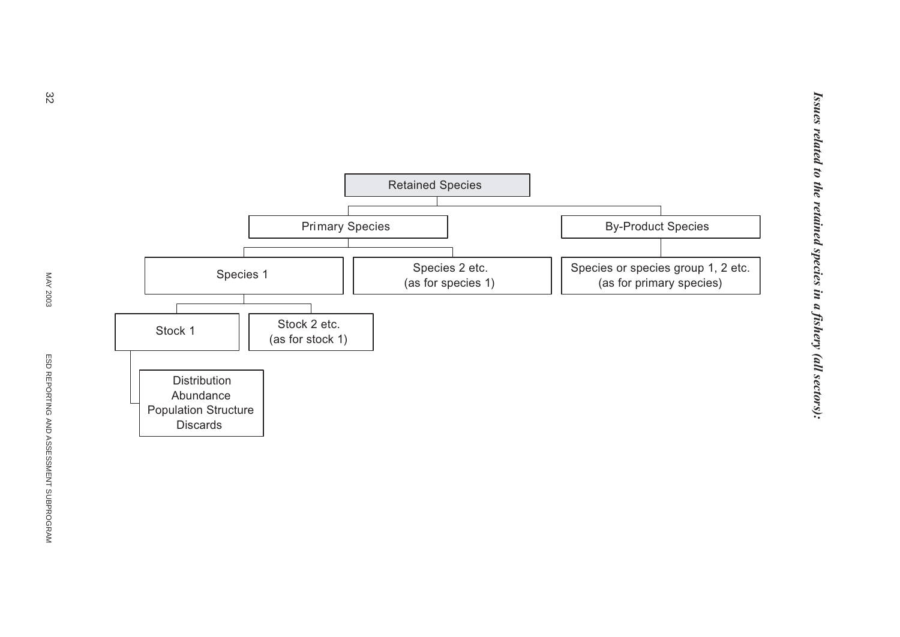***Issues related to the retained species in a fishery (all sectors):***

Retained Species

Primary Species

By-Product Species

Species 1

Species 2 etc.
(as for species 1)

Species or species group 1, 2 etc.
(as for primary species)

Stock 1

Stock 2 etc.
(as for stock 1)

Distribution
Abundance
Population Structure
Discards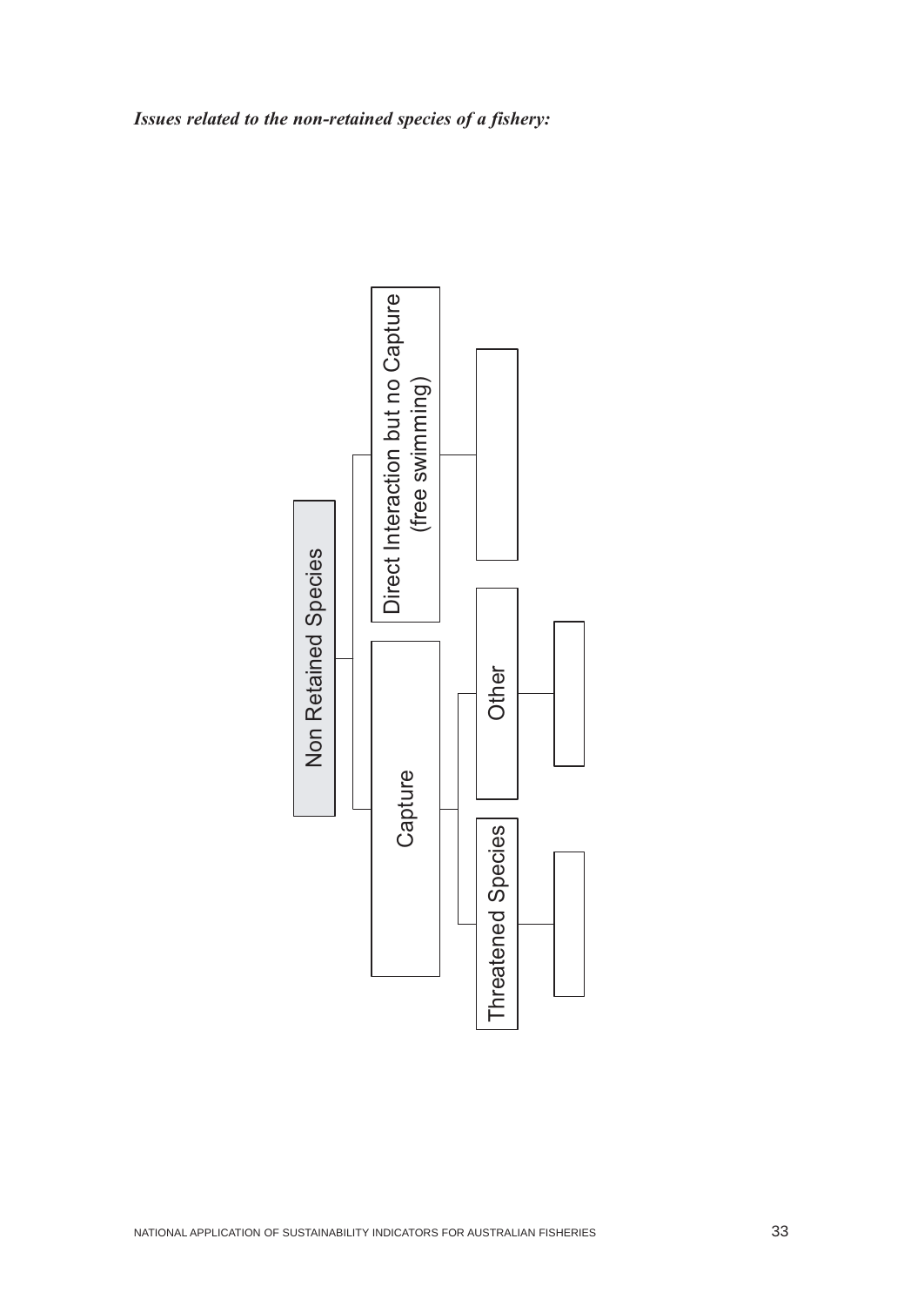***Issues related to the non-retained species of a fishery:***

Non Retained Species

Capture

Direct Interaction but no Capture (free swimming)

Threatened Species

Other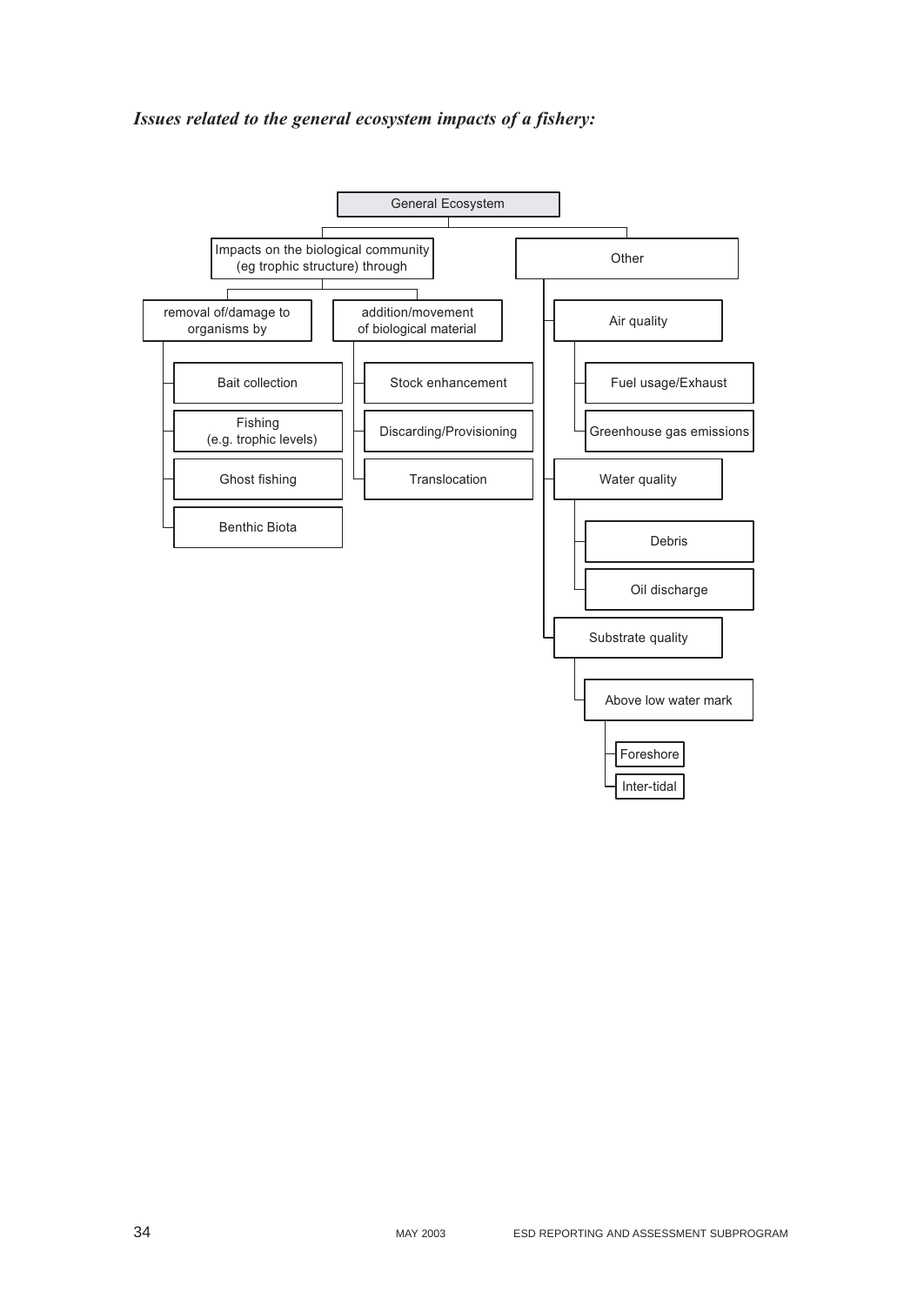***Issues related to the general ecosystem impacts of a fishery:***

General Ecosystem

Impacts on the biological community (eg trophic structure) through

removal of/damage to organisms by

Bait collection

Fishing (e.g. trophic levels)

Ghost fishing

Benthic Biota

addition/movement of biological material

Stock enhancement

Discarding/Provisioning

Translocation

Other

Air quality

Fuel usage/Exhaust

Greenhouse gas emissions

Water quality

Debris

Oil discharge

Substrate quality

Above low water mark

Foreshore

Inter-tidal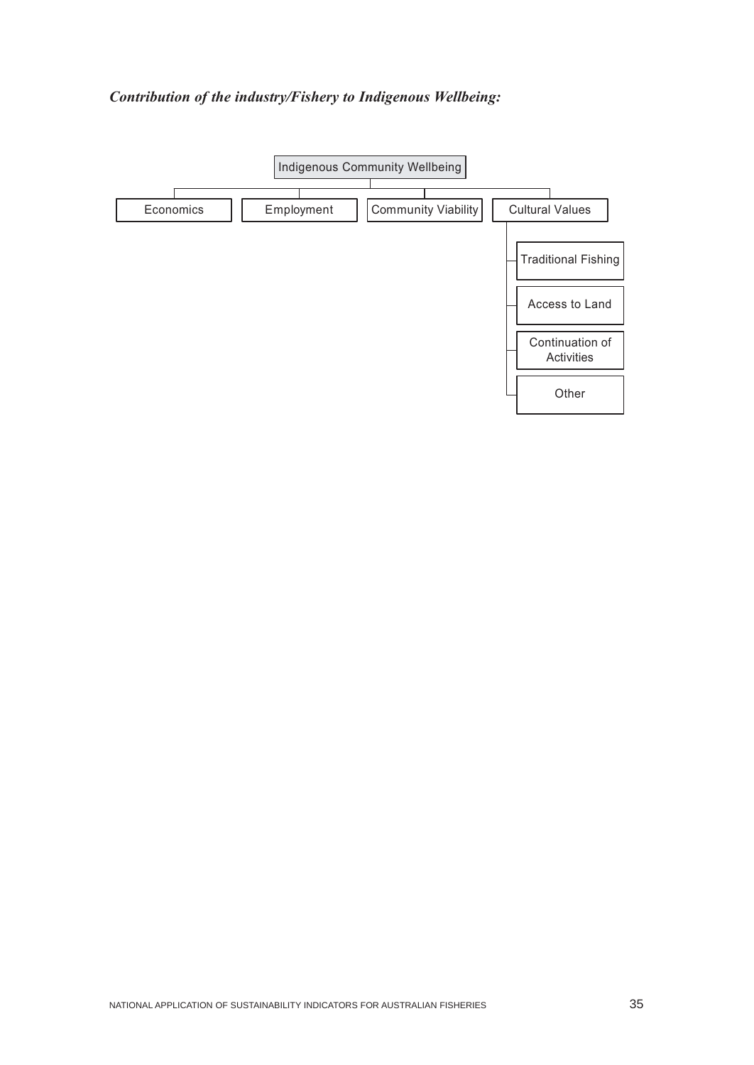***Contribution of the industry/Fishery to Indigenous Wellbeing:***

Indigenous Community Wellbeing

Economics

Employment

Community Viability

Cultural Values

Traditional Fishing

Access to Land

Continuation of Activities

Other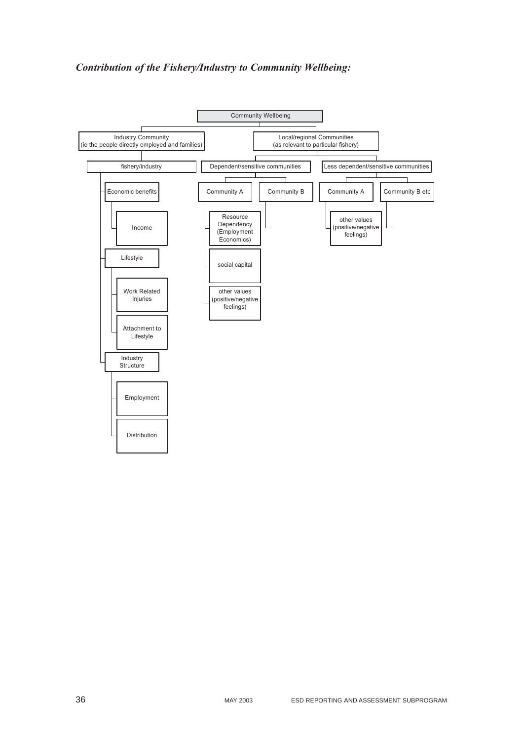### *Contribution of the Fishery/Industry to Community Wellbeing:*

Community Wellbeing

Industry Community
(ie the people directly employed and families)

Local/regional Communities
(as relevant to particular fishery)

fishery/industry

Dependent/sensitive communities

Less dependent/sensitive communities

Economic benefits

Income

Lifestyle

Work Related Injuries

Attachment to Lifestyle

Industry Structure

Employment

Distribution

Community A

Resource Dependency (Employment Economics)

social capital

other values (positive/negative feelings)

Community B

Community A

other values (positive/negative feelings)

Community B etc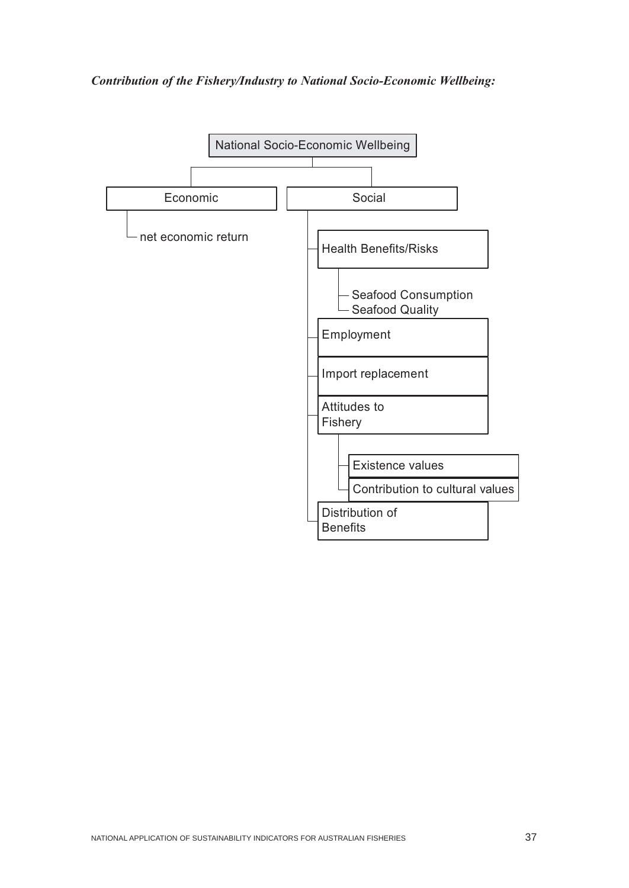***Contribution of the Fishery/Industry to National Socio-Economic Wellbeing:***

National Socio-Economic Wellbeing

Economic

net economic return

Social

Health Benefits/Risks

Seafood Consumption

Seafood Quality

Employment

Import replacement

Attitudes to Fishery

Existence values

Contribution to cultural values

Distribution of Benefits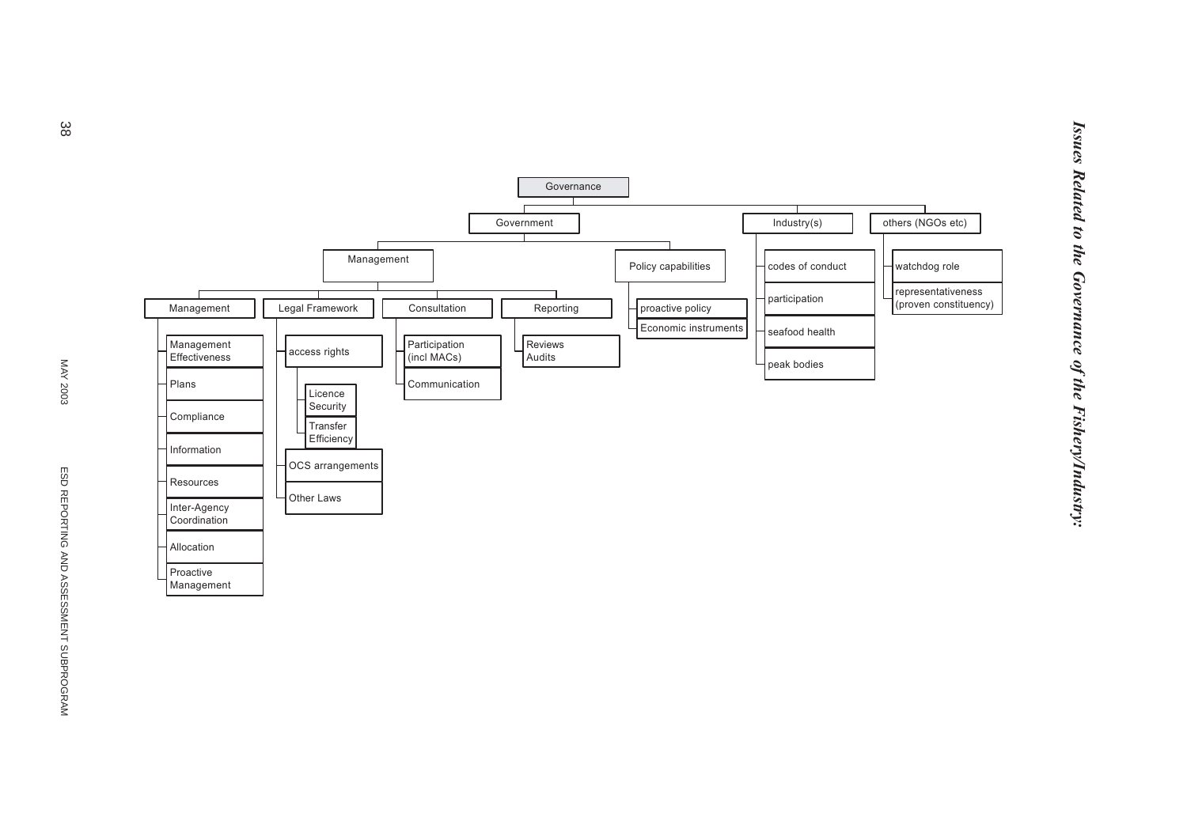# Issues Related to the Governance of the Fishery/Industry:

- Governance
  - Government
    - Management
      - Management
        - Management Effectiveness
        - Plans
        - Compliance
        - Information
        - Resources
        - Inter-Agency Coordination
        - Allocation
        - Proactive Management
      - Legal Framework
        - access rights
          - Licence Security
          - Transfer Efficiency
        - OCS arrangements
        - Other Laws
      - Consultation
        - Participation (incl MACs)
        - Communication
      - Reporting
        - Reviews Audits
    - Policy capabilities
      - proactive policy
      - Economic instruments
  - Industry(s)
    - codes of conduct
    - participation
    - seafood health
    - peak bodies
  - others (NGOs etc)
    - watchdog role
    - representativeness (proven constituency)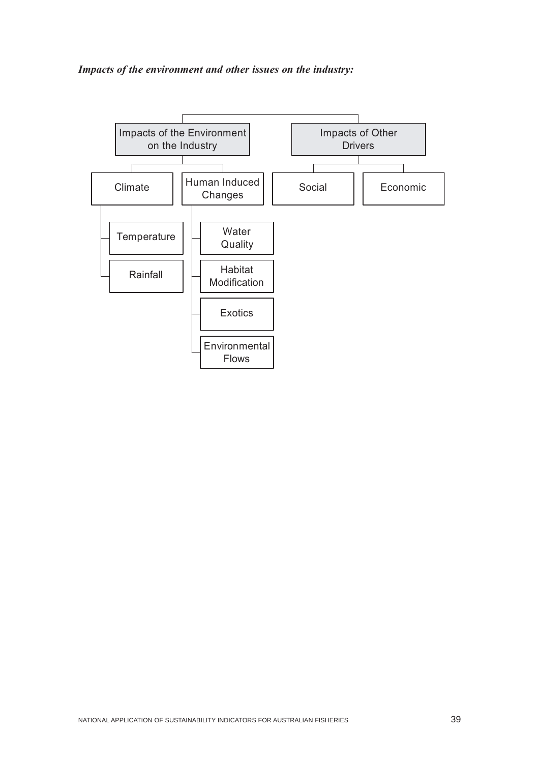***Impacts of the environment and other issues on the industry:***

- Impacts of the Environment on the Industry
  - Climate
    - Temperature
    - Rainfall
  - Human Induced Changes
    - Water Quality
    - Habitat Modification
    - Exotics
    - Environmental Flows
- Impacts of Other Drivers
  - Social
  - Economic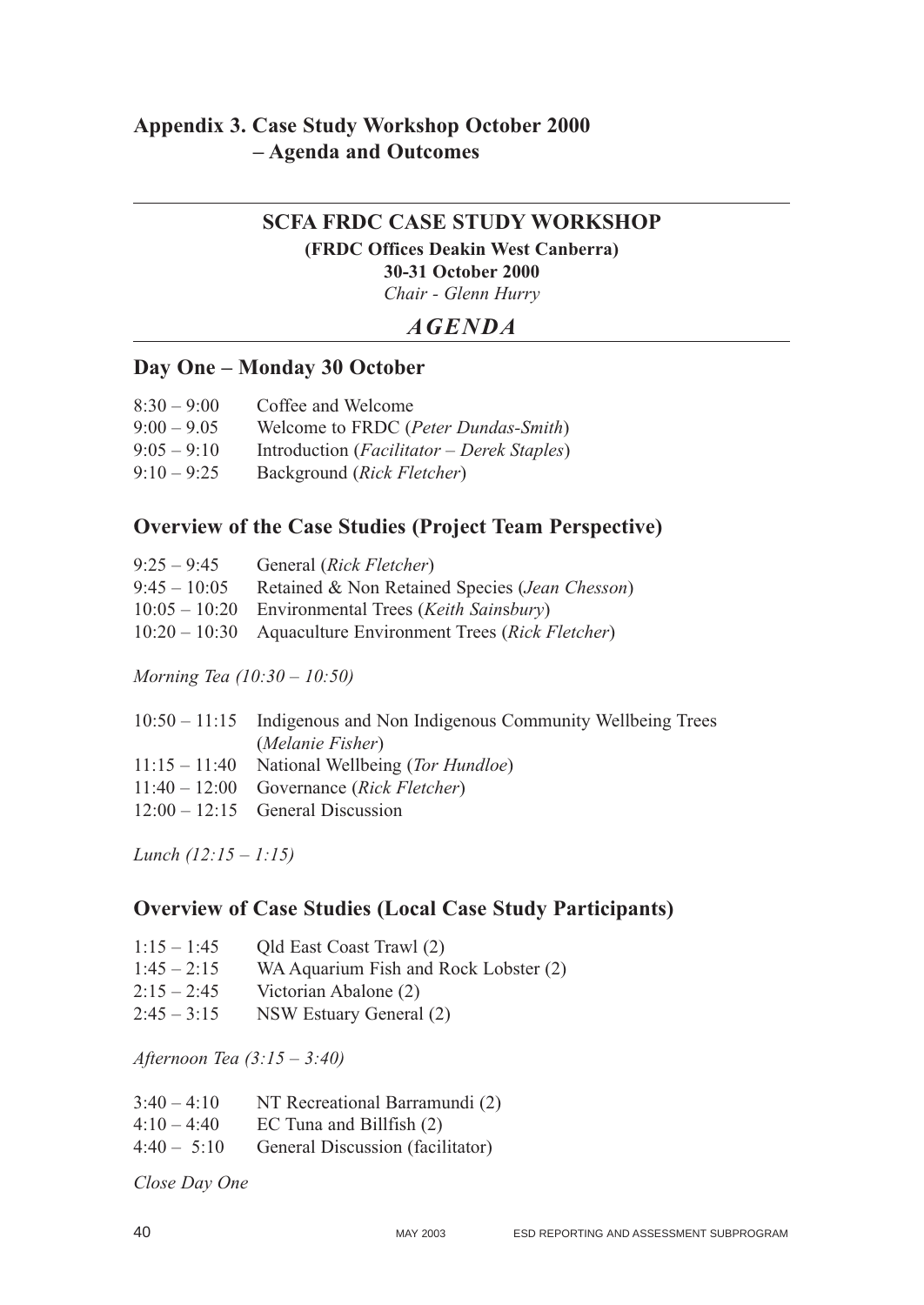## Appendix 3. Case Study Workshop October 2000 – Agenda and Outcomes

---

### SCFA FRDC CASE STUDY WORKSHOP

**(FRDC Offices Deakin West Canberra)**

**30-31 October 2000**

*Chair - Glenn Hurry*

### *AGENDA*

---

### Day One – Monday 30 October

| | |
|---|---|
| 8:30 – 9:00 | Coffee and Welcome |
| 9:00 – 9.05 | Welcome to FRDC (*Peter Dundas-Smith*) |
| 9:05 – 9:10 | Introduction (*Facilitator – Derek Staples*) |
| 9:10 – 9:25 | Background (*Rick Fletcher*) |

### Overview of the Case Studies (Project Team Perspective)

| | |
|---|---|
| 9:25 – 9:45 | General (*Rick Fletcher*) |
| 9:45 – 10:05 | Retained & Non Retained Species (*Jean Chesson*) |
| 10:05 – 10:20 | Environmental Trees (*Keith Sainsbury*) |
| 10:20 – 10:30 | Aquaculture Environment Trees (*Rick Fletcher*) |

*Morning Tea (10:30 – 10:50)*

| | |
|---|---|
| 10:50 – 11:15 | Indigenous and Non Indigenous Community Wellbeing Trees (*Melanie Fisher*) |
| 11:15 – 11:40 | National Wellbeing (*Tor Hundloe*) |
| 11:40 – 12:00 | Governance (*Rick Fletcher*) |
| 12:00 – 12:15 | General Discussion |

*Lunch (12:15 – 1:15)*

### Overview of Case Studies (Local Case Study Participants)

| | |
|---|---|
| 1:15 – 1:45 | Qld East Coast Trawl (2) |
| 1:45 – 2:15 | WA Aquarium Fish and Rock Lobster (2) |
| 2:15 – 2:45 | Victorian Abalone (2) |
| 2:45 – 3:15 | NSW Estuary General (2) |

*Afternoon Tea (3:15 – 3:40)*

| | |
|---|---|
| 3:40 – 4:10 | NT Recreational Barramundi (2) |
| 4:10 – 4:40 | EC Tuna and Billfish (2) |
| 4:40 – 5:10 | General Discussion (facilitator) |

*Close Day One*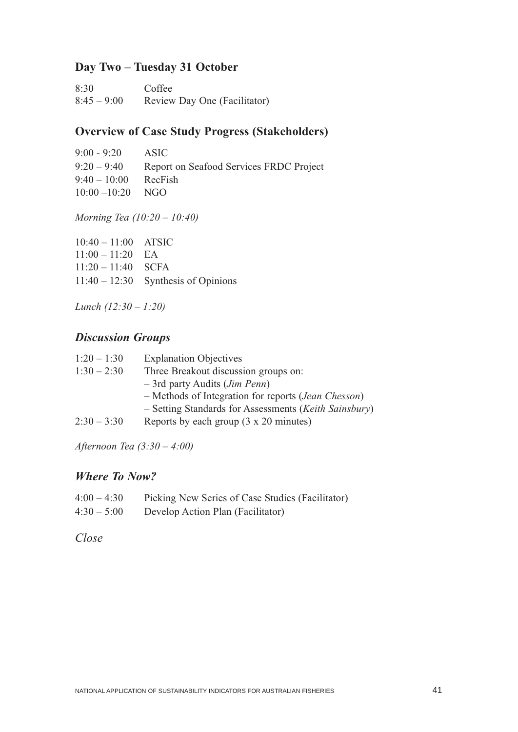## Day Two – Tuesday 31 October

8:30 Coffee
8:45 – 9:00 Review Day One (Facilitator)

## Overview of Case Study Progress (Stakeholders)

9:00 - 9:20 ASIC
9:20 – 9:40 Report on Seafood Services FRDC Project
9:40 – 10:00 RecFish
10:00 –10:20 NGO

*Morning Tea (10:20 – 10:40)*

10:40 – 11:00 ATSIC
11:00 – 11:20 EA
11:20 – 11:40 SCFA
11:40 – 12:30 Synthesis of Opinions

*Lunch (12:30 – 1:20)*

## *Discussion Groups*

1:20 – 1:30 Explanation Objectives
1:30 – 2:30 Three Breakout discussion groups on:
– 3rd party Audits (*Jim Penn*)
– Methods of Integration for reports (*Jean Chesson*)
– Setting Standards for Assessments (*Keith Sainsbury*)
2:30 – 3:30 Reports by each group (3 x 20 minutes)

*Afternoon Tea (3:30 – 4:00)*

## *Where To Now?*

4:00 – 4:30 Picking New Series of Case Studies (Facilitator)
4:30 – 5:00 Develop Action Plan (Facilitator)

*Close*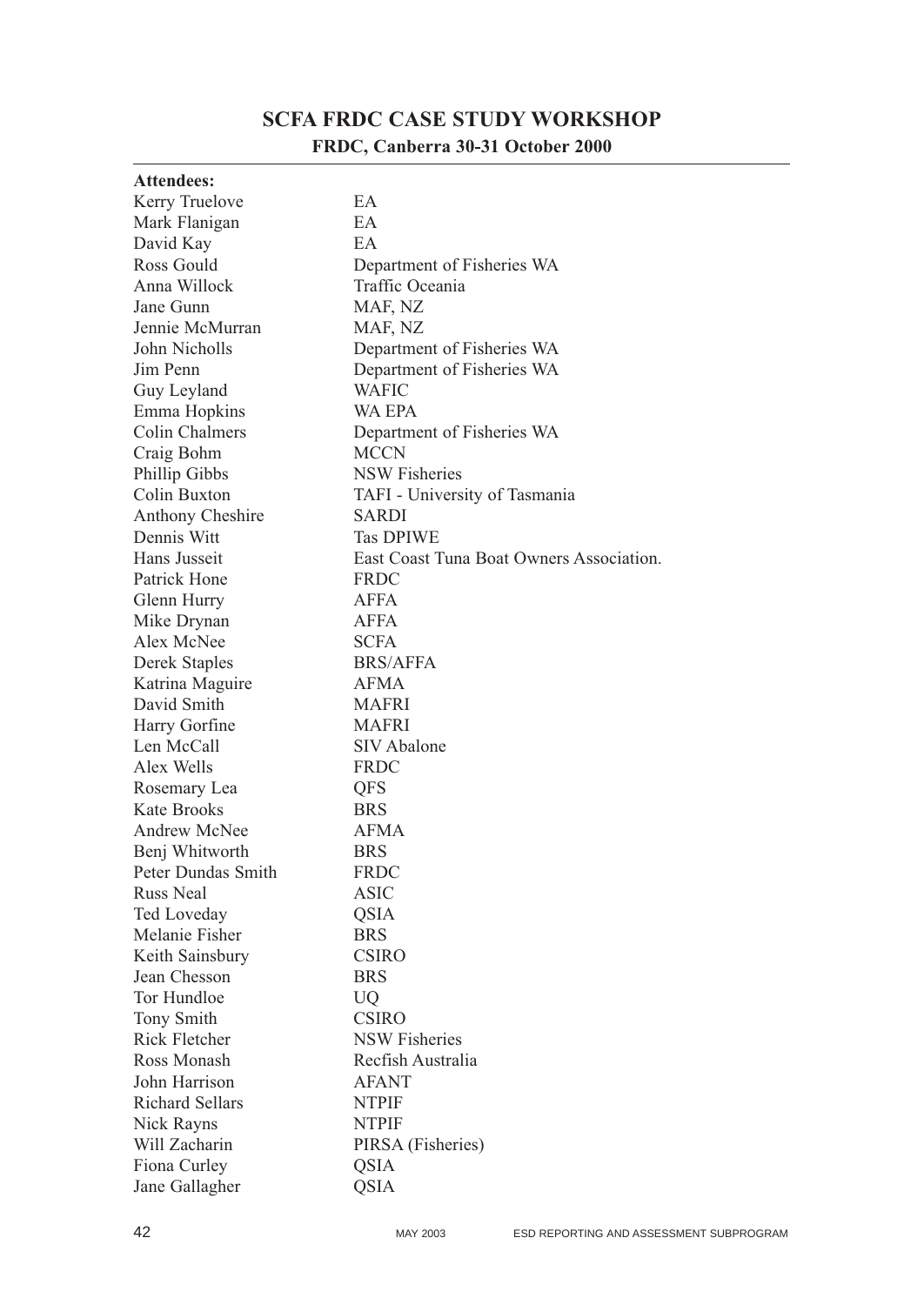## SCFA FRDC CASE STUDY WORKSHOP

### FRDC, Canberra 30-31 October 2000

**Attendees:**

| | |
|---|---|
| Kerry Truelove | EA |
| Mark Flanigan | EA |
| David Kay | EA |
| Ross Gould | Department of Fisheries WA |
| Anna Willock | Traffic Oceania |
| Jane Gunn | MAF, NZ |
| Jennie McMurran | MAF, NZ |
| John Nicholls | Department of Fisheries WA |
| Jim Penn | Department of Fisheries WA |
| Guy Leyland | WAFIC |
| Emma Hopkins | WA EPA |
| Colin Chalmers | Department of Fisheries WA |
| Craig Bohm | MCCN |
| Phillip Gibbs | NSW Fisheries |
| Colin Buxton | TAFI - University of Tasmania |
| Anthony Cheshire | SARDI |
| Dennis Witt | Tas DPIWE |
| Hans Jusseit | East Coast Tuna Boat Owners Association. |
| Patrick Hone | FRDC |
| Glenn Hurry | AFFA |
| Mike Drynan | AFFA |
| Alex McNee | SCFA |
| Derek Staples | BRS/AFFA |
| Katrina Maguire | AFMA |
| David Smith | MAFRI |
| Harry Gorfine | MAFRI |
| Len McCall | SIV Abalone |
| Alex Wells | FRDC |
| Rosemary Lea | QFS |
| Kate Brooks | BRS |
| Andrew McNee | AFMA |
| Benj Whitworth | BRS |
| Peter Dundas Smith | FRDC |
| Russ Neal | ASIC |
| Ted Loveday | QSIA |
| Melanie Fisher | BRS |
| Keith Sainsbury | CSIRO |
| Jean Chesson | BRS |
| Tor Hundloe | UQ |
| Tony Smith | CSIRO |
| Rick Fletcher | NSW Fisheries |
| Ross Monash | Recfish Australia |
| John Harrison | AFANT |
| Richard Sellars | NTPIF |
| Nick Rayns | NTPIF |
| Will Zacharin | PIRSA (Fisheries) |
| Fiona Curley | QSIA |
| Jane Gallagher | QSIA |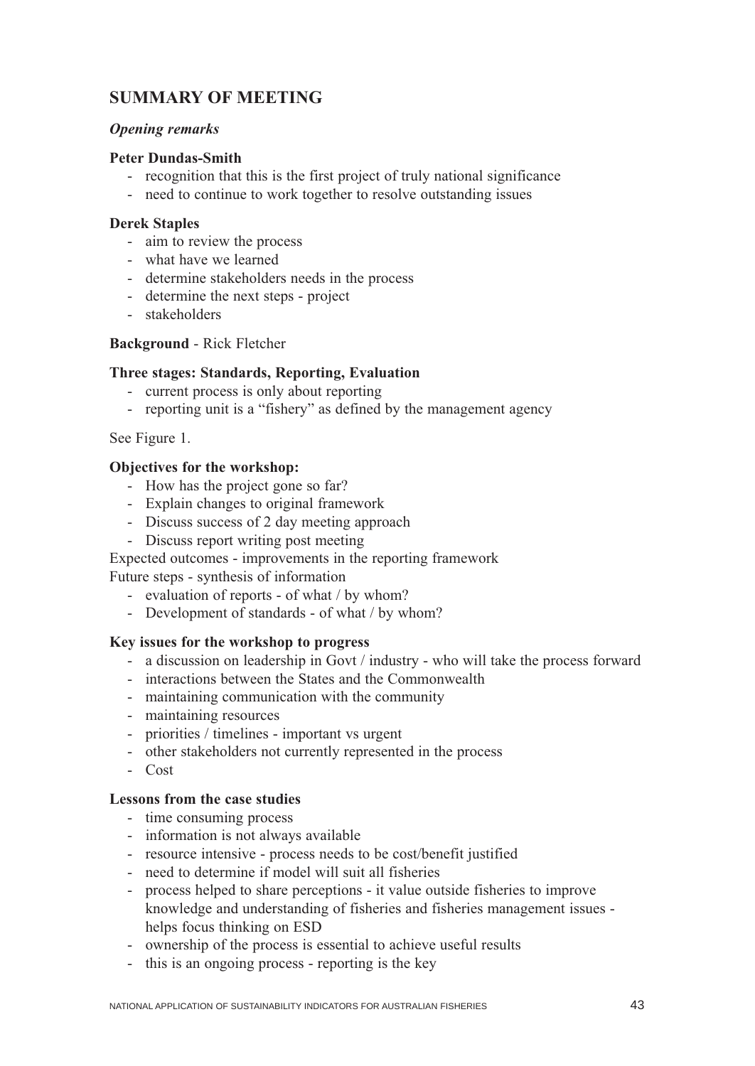## SUMMARY OF MEETING

***Opening remarks***

**Peter Dundas-Smith**

- recognition that this is the first project of truly national significance
- need to continue to work together to resolve outstanding issues

**Derek Staples**

- aim to review the process
- what have we learned
- determine stakeholders needs in the process
- determine the next steps - project
- stakeholders

**Background** - Rick Fletcher

**Three stages: Standards, Reporting, Evaluation**

- current process is only about reporting
- reporting unit is a "fishery" as defined by the management agency

See Figure 1.

**Objectives for the workshop:**

- How has the project gone so far?
- Explain changes to original framework
- Discuss success of 2 day meeting approach
- Discuss report writing post meeting

Expected outcomes - improvements in the reporting framework

Future steps - synthesis of information

- evaluation of reports - of what / by whom?
- Development of standards - of what / by whom?

**Key issues for the workshop to progress**

- a discussion on leadership in Govt / industry - who will take the process forward
- interactions between the States and the Commonwealth
- maintaining communication with the community
- maintaining resources
- priorities / timelines - important vs urgent
- other stakeholders not currently represented in the process
- Cost

**Lessons from the case studies**

- time consuming process
- information is not always available
- resource intensive - process needs to be cost/benefit justified
- need to determine if model will suit all fisheries
- process helped to share perceptions - it value outside fisheries to improve knowledge and understanding of fisheries and fisheries management issues - helps focus thinking on ESD
- ownership of the process is essential to achieve useful results
- this is an ongoing process - reporting is the key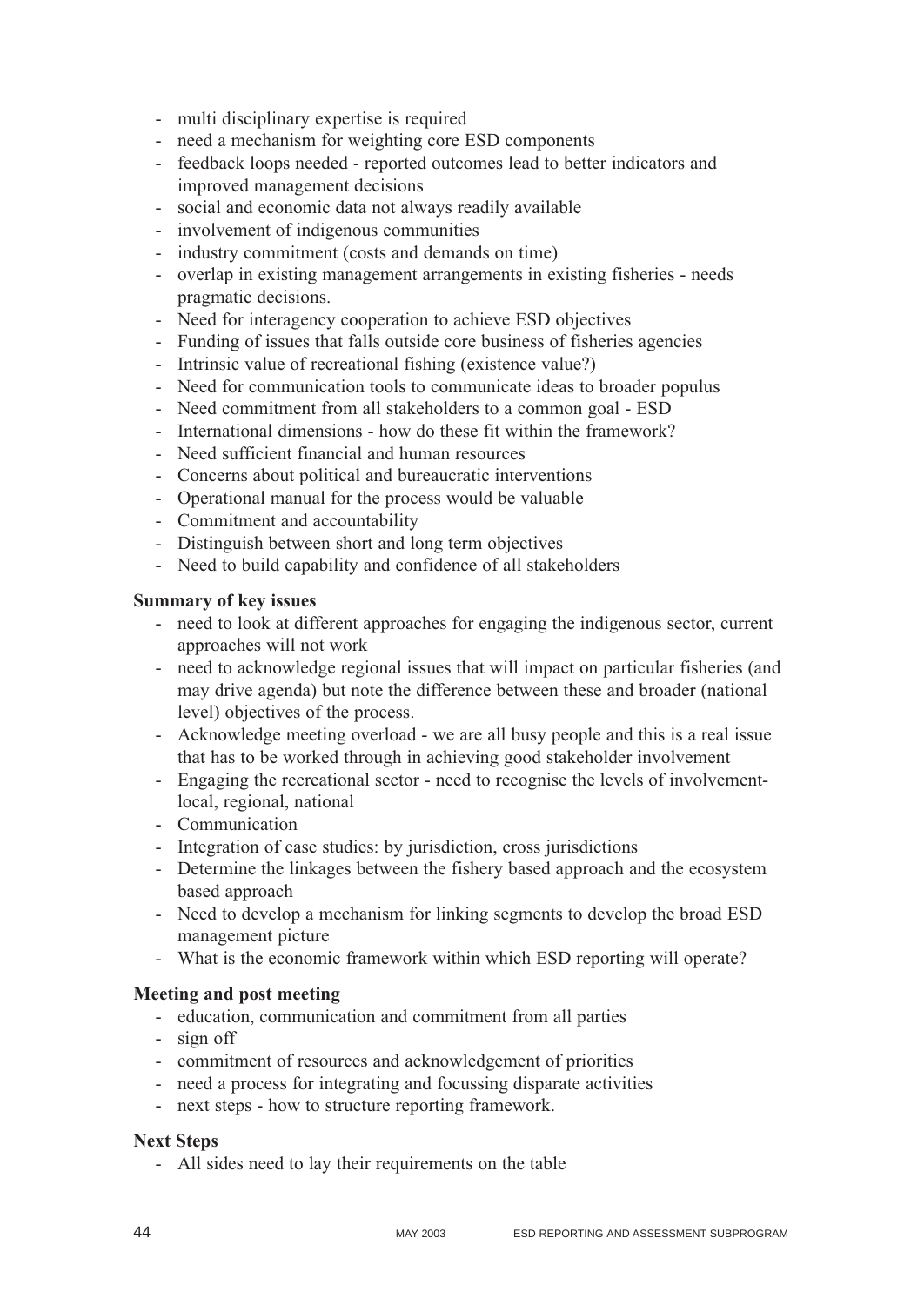- multi disciplinary expertise is required
- need a mechanism for weighting core ESD components
- feedback loops needed - reported outcomes lead to better indicators and improved management decisions
- social and economic data not always readily available
- involvement of indigenous communities
- industry commitment (costs and demands on time)
- overlap in existing management arrangements in existing fisheries - needs pragmatic decisions.
- Need for interagency cooperation to achieve ESD objectives
- Funding of issues that falls outside core business of fisheries agencies
- Intrinsic value of recreational fishing (existence value?)
- Need for communication tools to communicate ideas to broader populus
- Need commitment from all stakeholders to a common goal - ESD
- International dimensions - how do these fit within the framework?
- Need sufficient financial and human resources
- Concerns about political and bureaucratic interventions
- Operational manual for the process would be valuable
- Commitment and accountability
- Distinguish between short and long term objectives
- Need to build capability and confidence of all stakeholders

**Summary of key issues**

- need to look at different approaches for engaging the indigenous sector, current approaches will not work
- need to acknowledge regional issues that will impact on particular fisheries (and may drive agenda) but note the difference between these and broader (national level) objectives of the process.
- Acknowledge meeting overload - we are all busy people and this is a real issue that has to be worked through in achieving good stakeholder involvement
- Engaging the recreational sector - need to recognise the levels of involvement- local, regional, national
- Communication
- Integration of case studies: by jurisdiction, cross jurisdictions
- Determine the linkages between the fishery based approach and the ecosystem based approach
- Need to develop a mechanism for linking segments to develop the broad ESD management picture
- What is the economic framework within which ESD reporting will operate?

**Meeting and post meeting**

- education, communication and commitment from all parties
- sign off
- commitment of resources and acknowledgement of priorities
- need a process for integrating and focussing disparate activities
- next steps - how to structure reporting framework.

**Next Steps**

- All sides need to lay their requirements on the table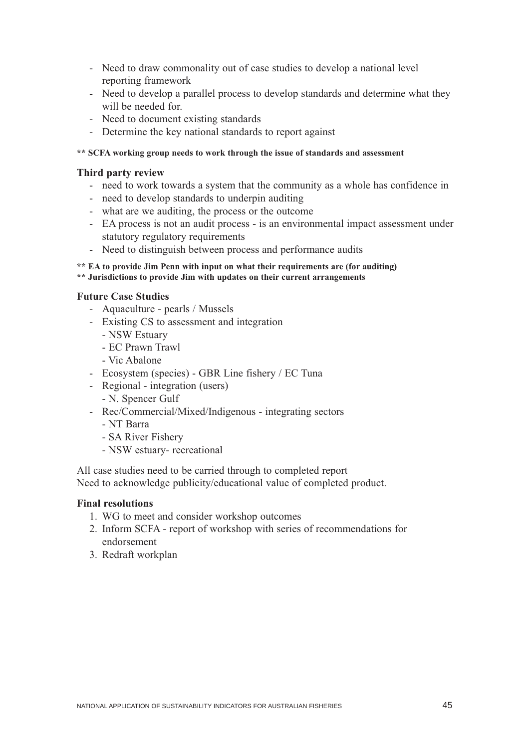- Need to draw commonality out of case studies to develop a national level reporting framework
- Need to develop a parallel process to develop standards and determine what they will be needed for.
- Need to document existing standards
- Determine the key national standards to report against

**** SCFA working group needs to work through the issue of standards and assessment**

**Third party review**

- need to work towards a system that the community as a whole has confidence in
- need to develop standards to underpin auditing
- what are we auditing, the process or the outcome
- EA process is not an audit process - is an environmental impact assessment under statutory regulatory requirements
- Need to distinguish between process and performance audits

**** EA to provide Jim Penn with input on what their requirements are (for auditing)**
**** Jurisdictions to provide Jim with updates on their current arrangements**

**Future Case Studies**

- Aquaculture - pearls / Mussels
- Existing CS to assessment and integration
  - NSW Estuary
  - EC Prawn Trawl
  - Vic Abalone
- Ecosystem (species) - GBR Line fishery / EC Tuna
- Regional - integration (users)
  - N. Spencer Gulf
- Rec/Commercial/Mixed/Indigenous - integrating sectors
  - NT Barra
  - SA River Fishery
  - NSW estuary- recreational

All case studies need to be carried through to completed report
Need to acknowledge publicity/educational value of completed product.

**Final resolutions**

1. WG to meet and consider workshop outcomes
2. Inform SCFA - report of workshop with series of recommendations for endorsement
3. Redraft workplan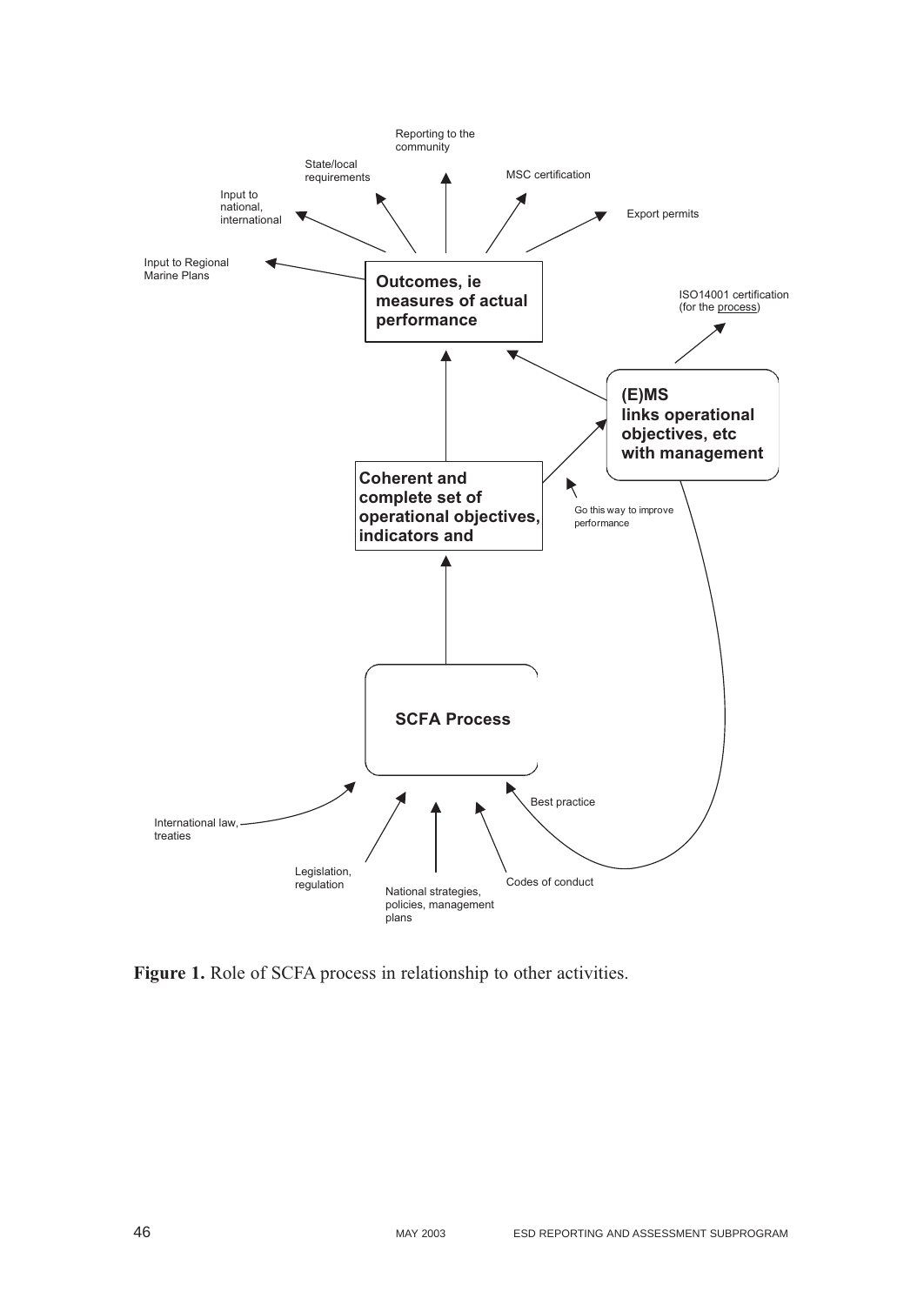Reporting to the community

State/local requirements

MSC certification

Input to national, international

Export permits

Input to Regional Marine Plans

**Outcomes, ie measures of actual performance**

ISO14001 certification (for the process)

**(E)MS links operational objectives, etc with management**

**Coherent and complete set of operational objectives, indicators and**

Go this way to improve performance

**SCFA Process**

Best practice

International law, treaties

Legislation, regulation

National strategies, policies, management plans

Codes of conduct

**Figure 1.** Role of SCFA process in relationship to other activities.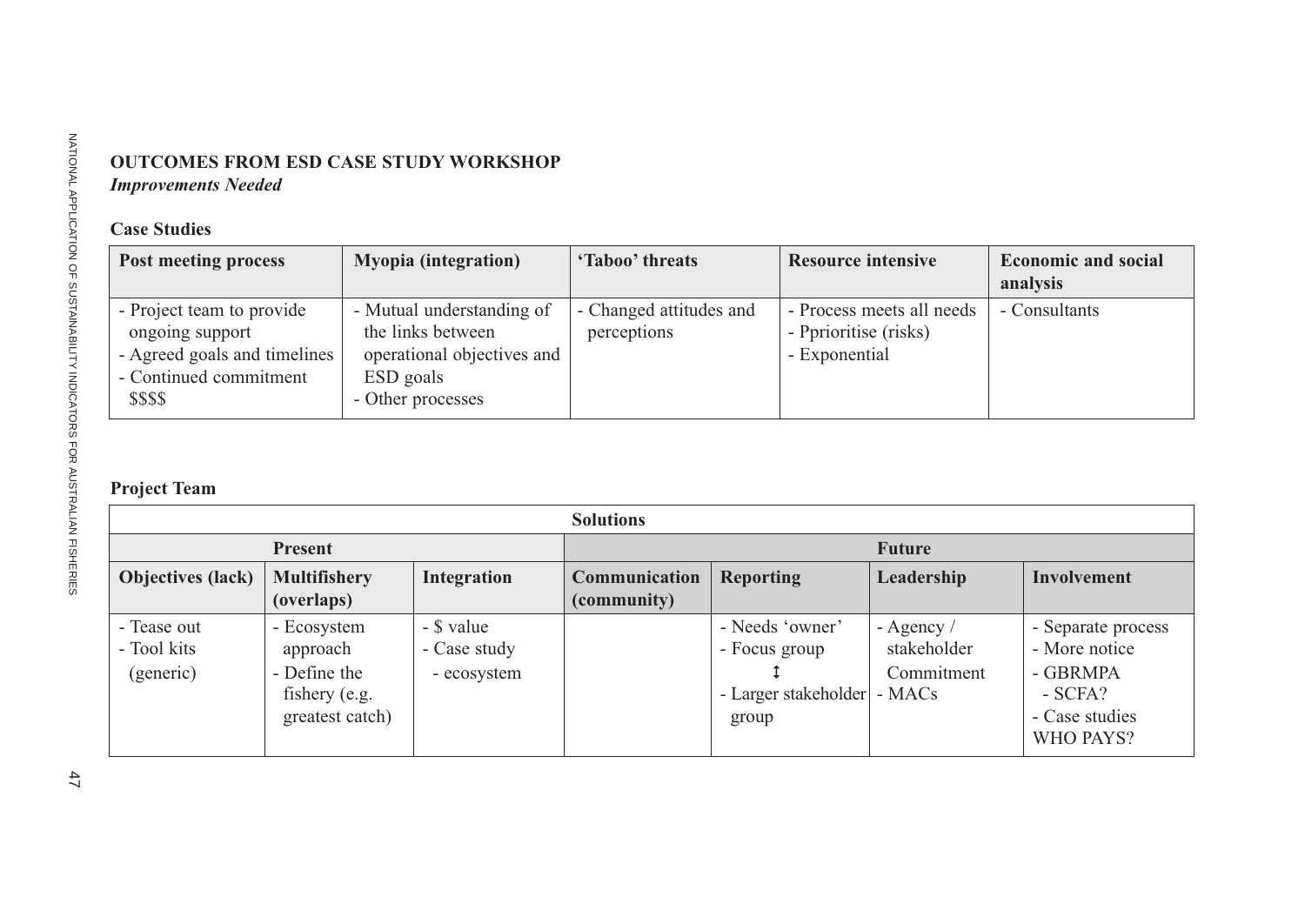**OUTCOMES FROM ESD CASE STUDY WORKSHOP**
***Improvements Needed***

**Case Studies**

| Post meeting process | Myopia (integration) | 'Taboo' threats | Resource intensive | Economic and social analysis |
|---|---|---|---|---|
| - Project team to provide ongoing support<br>- Agreed goals and timelines<br>- Continued commitment $$$$ | - Mutual understanding of the links between operational objectives and ESD goals<br>- Other processes | - Changed attitudes and perceptions | - Process meets all needs<br>- Pprioritise (risks)<br>- Exponential | - Consultants |

**Project Team**

| Solutions | | | | | | |
|---|---|---|---|---|---|---|
| Present | | | Future | | | |
| Objectives (lack) | Multifishery (overlaps) | Integration | Communication (community) | Reporting | Leadership | Involvement |
| - Tease out<br>- Tool kits (generic) | - Ecosystem approach<br>- Define the fishery (e.g. greatest catch) | - $ value<br>- Case study<br>- ecosystem | | - Needs 'owner'<br>- Focus group<br>↕<br>- Larger stakeholder group | - Agency / stakeholder Commitment<br>- MACs | - Separate process<br>- More notice<br>- GBRMPA<br>- SCFA?<br>- Case studies<br>WHO PAYS? |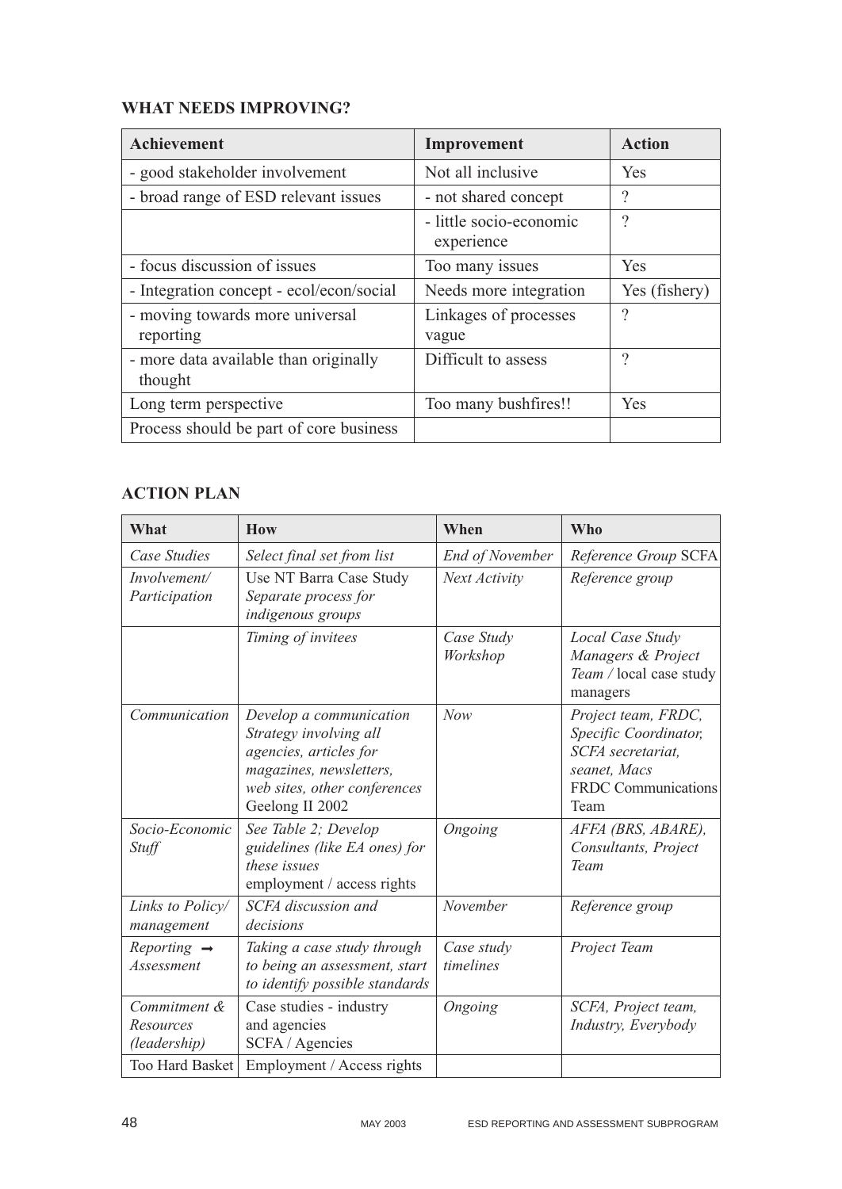## WHAT NEEDS IMPROVING?

| Achievement | Improvement | Action |
|---|---|---|
| - good stakeholder involvement | Not all inclusive | Yes |
| - broad range of ESD relevant issues | - not shared concept | ? |
| | - little socio-economic experience | ? |
| - focus discussion of issues | Too many issues | Yes |
| - Integration concept - ecol/econ/social | Needs more integration | Yes (fishery) |
| - moving towards more universal reporting | Linkages of processes vague | ? |
| - more data available than originally thought | Difficult to assess | ? |
| Long term perspective | Too many bushfires!! | Yes |
| Process should be part of core business | | |

## ACTION PLAN

| What | How | When | Who |
|---|---|---|---|
| *Case Studies* | *Select final set from list* | *End of November* | *Reference Group* SCFA |
| *Involvement/ Participation* | Use NT Barra Case Study *Separate process for indigenous groups* | *Next Activity* | *Reference group* |
| | *Timing of invitees* | *Case Study Workshop* | *Local Case Study Managers & Project Team /* local case study managers |
| *Communication* | *Develop a communication Strategy involving all agencies, articles for magazines, newsletters, web sites, other conferences* Geelong II 2002 | *Now* | *Project team, FRDC, Specific Coordinator, SCFA secretariat, seanet, Macs* FRDC Communications Team |
| *Socio-Economic Stuff* | *See Table 2; Develop guidelines (like EA ones) for these issues* employment / access rights | *Ongoing* | *AFFA (BRS, ABARE), Consultants, Project Team* |
| *Links to Policy/ management* | *SCFA discussion and decisions* | *November* | *Reference group* |
| *Reporting → Assessment* | *Taking a case study through to being an assessment, start to identify possible standards* | *Case study timelines* | *Project Team* |
| *Commitment & Resources (leadership)* | Case studies - industry and agencies SCFA / Agencies | *Ongoing* | *SCFA, Project team, Industry, Everybody* |
| Too Hard Basket | Employment / Access rights | | |